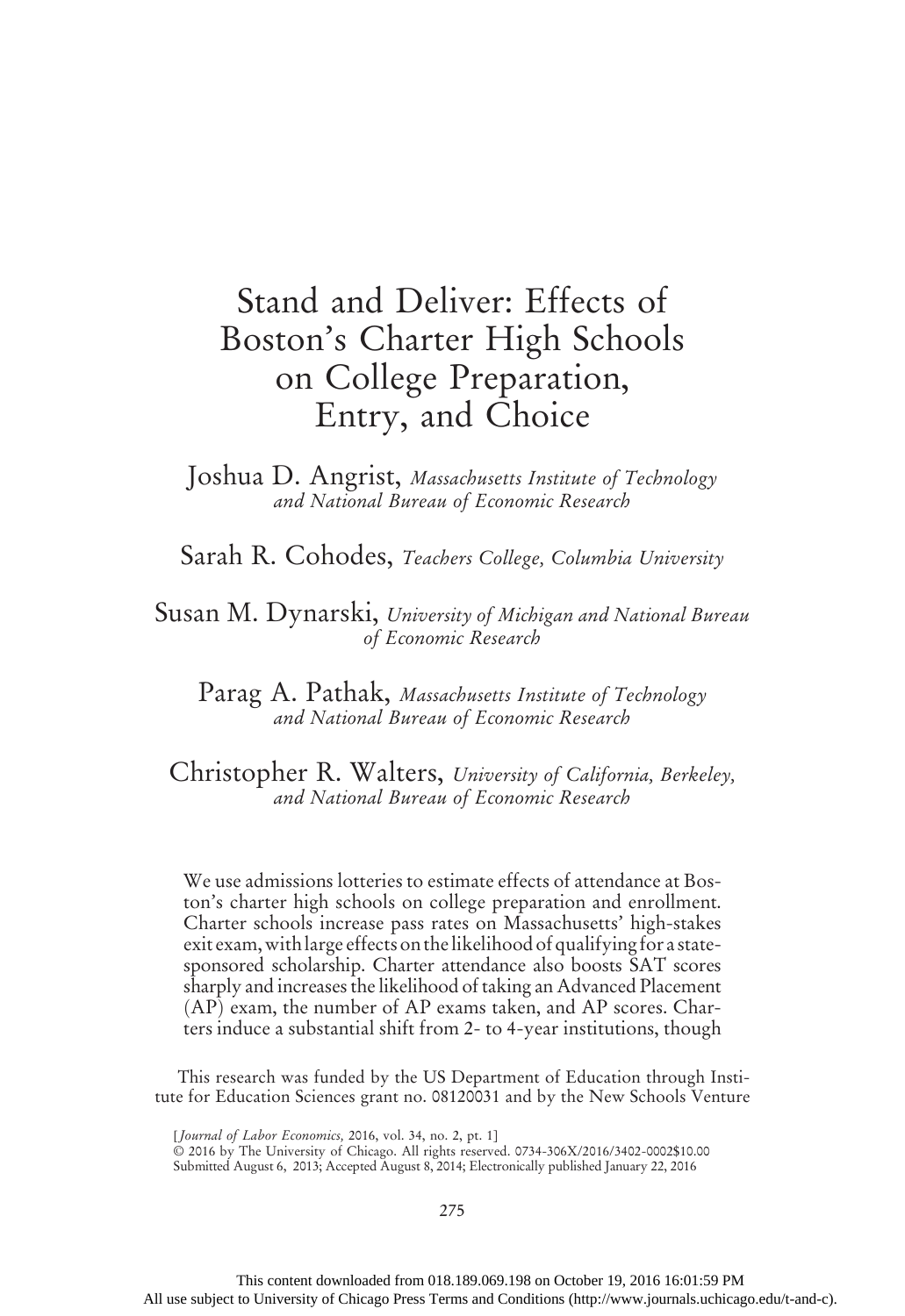# Stand and Deliver: Effects of Boston's Charter High Schools on College Preparation, Entry, and Choice

**Joshua D. Angrist**, *Massachusetts Institute of Technology and National Bureau of Economic Research*

**Sarah R. Cohodes**, *Teachers College, Columbia University*

**Susan M. Dynarski**, *University of Michigan and National Bureau of Economic Research*

**Parag A. Pathak**, *Massachusetts Institute of Technology and National Bureau of Economic Research*

**Christopher R. Walters**, *University of California, Berkeley, and National Bureau of Economic Research*

We use admissions lotteries to estimate effects of attendance at Boston's charter high schools on college preparation and enrollment. Charter schools increase pass rates on Massachusetts' high-stakes exit exam, with large effects on the likelihood of qualifying for a state-sponsored scholarship. Charter attendance also boosts SAT scores sharply and increases the likelihood of taking an Advanced Placement (AP) exam, the number of AP exams taken, and AP scores. Charters induce a substantial shift from 2- to 4-year institutions, though

This research was funded by the US Department of Education through Institute for Education Sciences grant no. 08120031 and by the New Schools Venture

[*Journal of Labor Economics,* 2016, vol. 34, no. 2, pt. 1]
© 2016 by The University of Chicago. All rights reserved. 0734-306X/2016/3402-0002$10.00
Submitted August 6, 2013; Accepted August 8, 2014; Electronically published January 22, 2016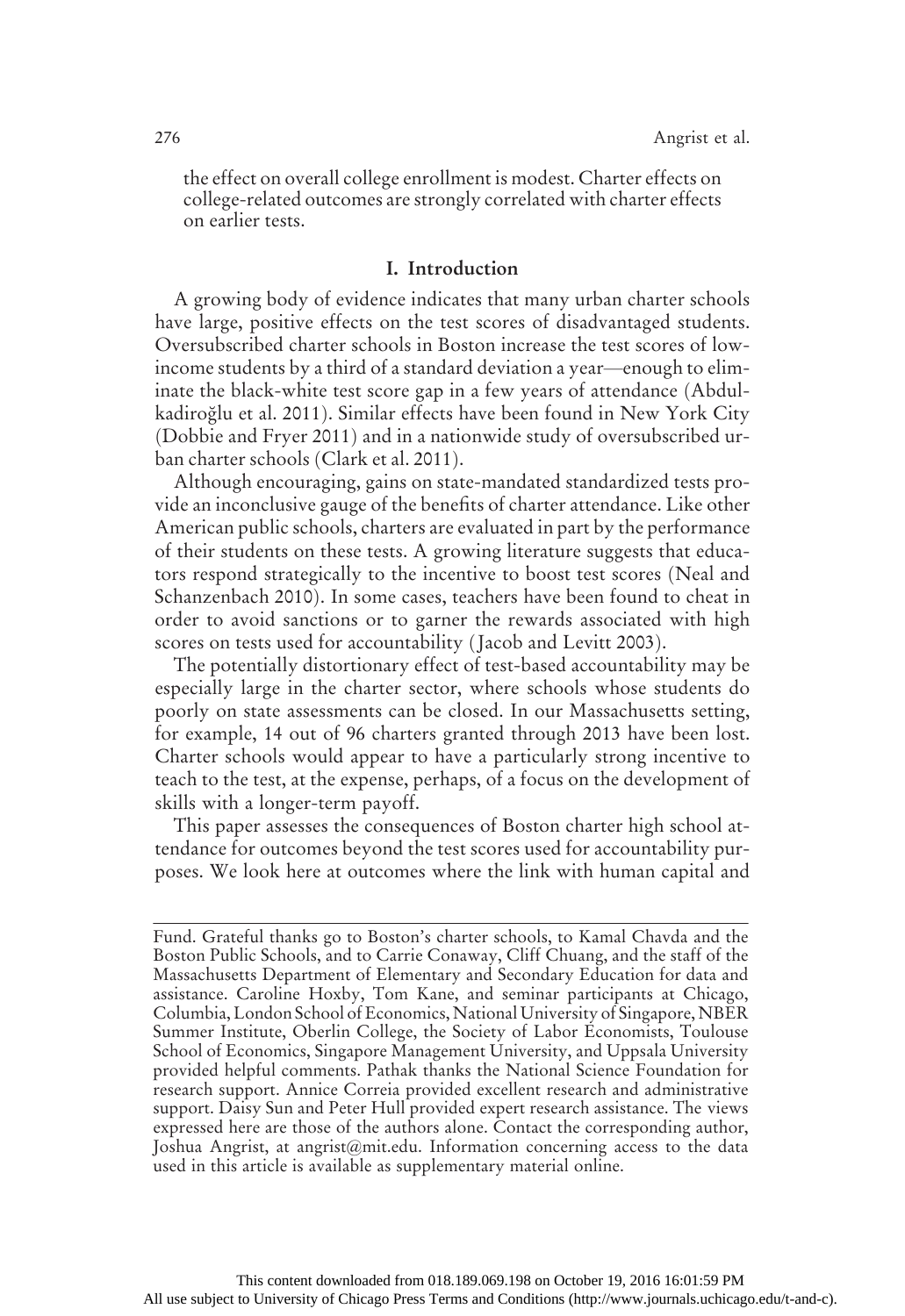the effect on overall college enrollment is modest. Charter effects on college-related outcomes are strongly correlated with charter effects on earlier tests.

## I. Introduction

A growing body of evidence indicates that many urban charter schools have large, positive effects on the test scores of disadvantaged students. Oversubscribed charter schools in Boston increase the test scores of low-income students by a third of a standard deviation a year—enough to eliminate the black-white test score gap in a few years of attendance (Abdulkadiroğlu et al. 2011). Similar effects have been found in New York City (Dobbie and Fryer 2011) and in a nationwide study of oversubscribed urban charter schools (Clark et al. 2011).

Although encouraging, gains on state-mandated standardized tests provide an inconclusive gauge of the benefits of charter attendance. Like other American public schools, charters are evaluated in part by the performance of their students on these tests. A growing literature suggests that educators respond strategically to the incentive to boost test scores (Neal and Schanzenbach 2010). In some cases, teachers have been found to cheat in order to avoid sanctions or to garner the rewards associated with high scores on tests used for accountability (Jacob and Levitt 2003).

The potentially distortionary effect of test-based accountability may be especially large in the charter sector, where schools whose students do poorly on state assessments can be closed. In our Massachusetts setting, for example, 14 out of 96 charters granted through 2013 have been lost. Charter schools would appear to have a particularly strong incentive to teach to the test, at the expense, perhaps, of a focus on the development of skills with a longer-term payoff.

This paper assesses the consequences of Boston charter high school attendance for outcomes beyond the test scores used for accountability purposes. We look here at outcomes where the link with human capital and

---

Fund. Grateful thanks go to Boston's charter schools, to Kamal Chavda and the Boston Public Schools, and to Carrie Conaway, Cliff Chuang, and the staff of the Massachusetts Department of Elementary and Secondary Education for data and assistance. Caroline Hoxby, Tom Kane, and seminar participants at Chicago, Columbia, London School of Economics, National University of Singapore, NBER Summer Institute, Oberlin College, the Society of Labor Economists, Toulouse School of Economics, Singapore Management University, and Uppsala University provided helpful comments. Pathak thanks the National Science Foundation for research support. Annice Correia provided excellent research and administrative support. Daisy Sun and Peter Hull provided expert research assistance. The views expressed here are those of the authors alone. Contact the corresponding author, Joshua Angrist, at angrist@mit.edu. Information concerning access to the data used in this article is available as supplementary material online.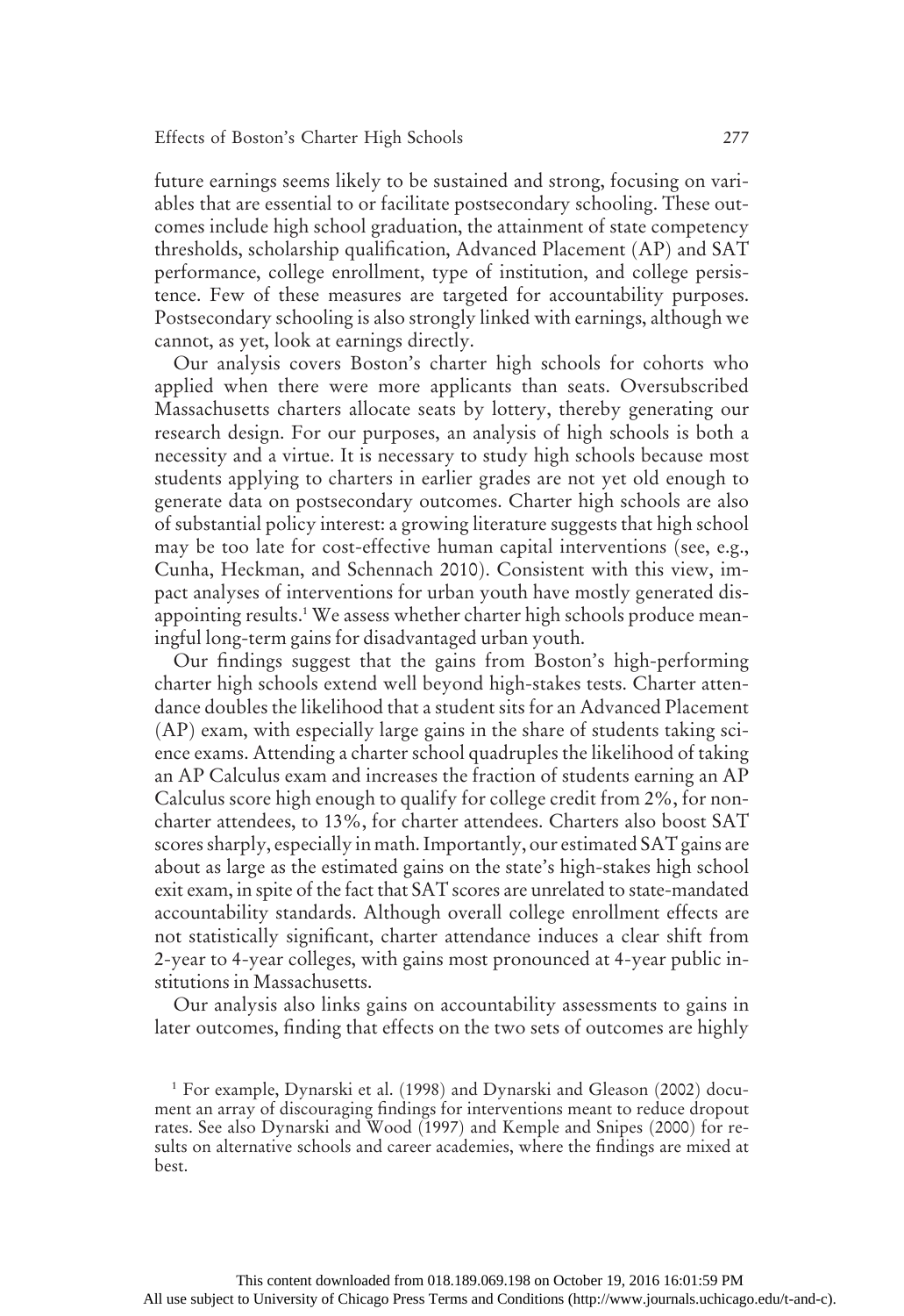future earnings seems likely to be sustained and strong, focusing on variables that are essential to or facilitate postsecondary schooling. These outcomes include high school graduation, the attainment of state competency thresholds, scholarship qualification, Advanced Placement (AP) and SAT performance, college enrollment, type of institution, and college persistence. Few of these measures are targeted for accountability purposes. Postsecondary schooling is also strongly linked with earnings, although we cannot, as yet, look at earnings directly.

Our analysis covers Boston's charter high schools for cohorts who applied when there were more applicants than seats. Oversubscribed Massachusetts charters allocate seats by lottery, thereby generating our research design. For our purposes, an analysis of high schools is both a necessity and a virtue. It is necessary to study high schools because most students applying to charters in earlier grades are not yet old enough to generate data on postsecondary outcomes. Charter high schools are also of substantial policy interest: a growing literature suggests that high school may be too late for cost-effective human capital interventions (see, e.g., Cunha, Heckman, and Schennach 2010). Consistent with this view, impact analyses of interventions for urban youth have mostly generated disappointing results.[1] We assess whether charter high schools produce meaningful long-term gains for disadvantaged urban youth.

Our findings suggest that the gains from Boston's high-performing charter high schools extend well beyond high-stakes tests. Charter attendance doubles the likelihood that a student sits for an Advanced Placement (AP) exam, with especially large gains in the share of students taking science exams. Attending a charter school quadruples the likelihood of taking an AP Calculus exam and increases the fraction of students earning an AP Calculus score high enough to qualify for college credit from 2%, for noncharter attendees, to 13%, for charter attendees. Charters also boost SAT scores sharply, especially in math. Importantly, our estimated SAT gains are about as large as the estimated gains on the state's high-stakes high school exit exam, in spite of the fact that SAT scores are unrelated to state-mandated accountability standards. Although overall college enrollment effects are not statistically significant, charter attendance induces a clear shift from 2-year to 4-year colleges, with gains most pronounced at 4-year public institutions in Massachusetts.

Our analysis also links gains on accountability assessments to gains in later outcomes, finding that effects on the two sets of outcomes are highly

[1] For example, Dynarski et al. (1998) and Dynarski and Gleason (2002) document an array of discouraging findings for interventions meant to reduce dropout rates. See also Dynarski and Wood (1997) and Kemple and Snipes (2000) for results on alternative schools and career academies, where the findings are mixed at best.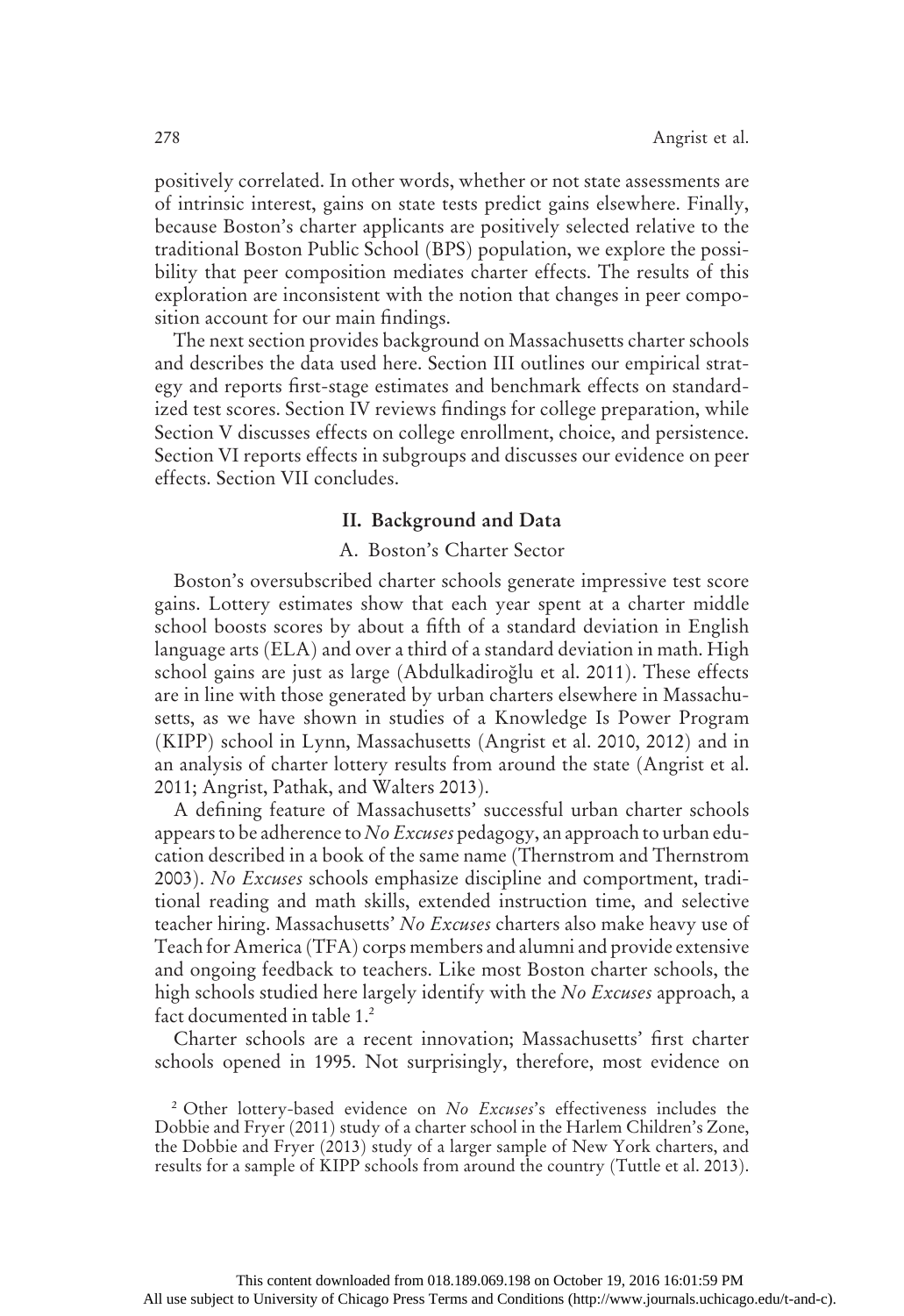positively correlated. In other words, whether or not state assessments are of intrinsic interest, gains on state tests predict gains elsewhere. Finally, because Boston's charter applicants are positively selected relative to the traditional Boston Public School (BPS) population, we explore the possibility that peer composition mediates charter effects. The results of this exploration are inconsistent with the notion that changes in peer composition account for our main findings.

The next section provides background on Massachusetts charter schools and describes the data used here. Section III outlines our empirical strategy and reports first-stage estimates and benchmark effects on standardized test scores. Section IV reviews findings for college preparation, while Section V discusses effects on college enrollment, choice, and persistence. Section VI reports effects in subgroups and discusses our evidence on peer effects. Section VII concludes.

## II. Background and Data

### A. Boston's Charter Sector

Boston's oversubscribed charter schools generate impressive test score gains. Lottery estimates show that each year spent at a charter middle school boosts scores by about a fifth of a standard deviation in English language arts (ELA) and over a third of a standard deviation in math. High school gains are just as large (Abdulkadiroğlu et al. 2011). These effects are in line with those generated by urban charters elsewhere in Massachusetts, as we have shown in studies of a Knowledge Is Power Program (KIPP) school in Lynn, Massachusetts (Angrist et al. 2010, 2012) and in an analysis of charter lottery results from around the state (Angrist et al. 2011; Angrist, Pathak, and Walters 2013).

A defining feature of Massachusetts' successful urban charter schools appears to be adherence to *No Excuses* pedagogy, an approach to urban education described in a book of the same name (Thernstrom and Thernstrom 2003). *No Excuses* schools emphasize discipline and comportment, traditional reading and math skills, extended instruction time, and selective teacher hiring. Massachusetts' *No Excuses* charters also make heavy use of Teach for America (TFA) corps members and alumni and provide extensive and ongoing feedback to teachers. Like most Boston charter schools, the high schools studied here largely identify with the *No Excuses* approach, a fact documented in table 1.[2]

Charter schools are a recent innovation; Massachusetts' first charter schools opened in 1995. Not surprisingly, therefore, most evidence on

[2] Other lottery-based evidence on *No Excuses*'s effectiveness includes the Dobbie and Fryer (2011) study of a charter school in the Harlem Children's Zone, the Dobbie and Fryer (2013) study of a larger sample of New York charters, and results for a sample of KIPP schools from around the country (Tuttle et al. 2013).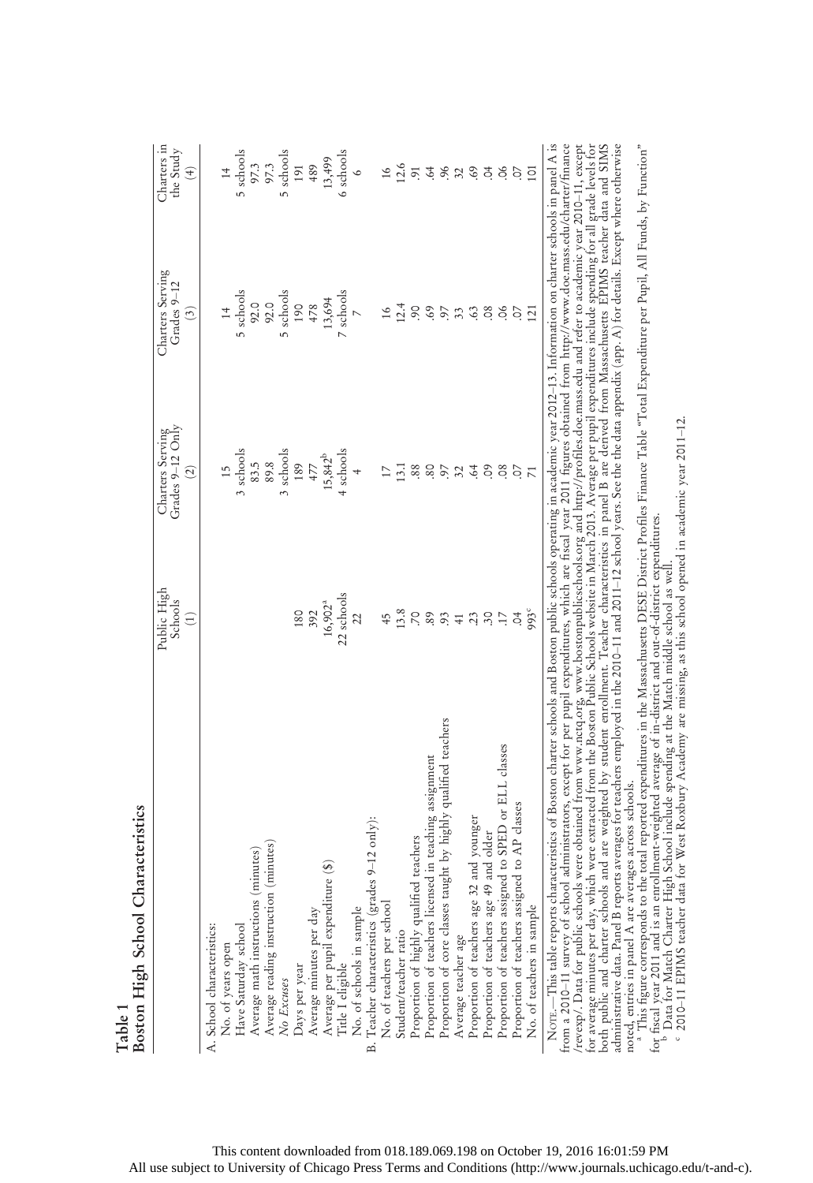**Table 1**
**Boston High School Characteristics**

| | Public High Schools (1) | Charters Serving Grades 9–12 Only (2) | Charters Serving Grades 9–12 (3) | Charters in the Study (4) |
|---|---|---|---|---|
| A. School characteristics: | | | | |
| No. of years open | | 15 | 14 | 14 |
| Have Saturday school | | 3 schools | 5 schools | 5 schools |
| Average math instructions (minutes) | | 83.5 | 92.0 | 97.3 |
| Average reading instruction (minutes) | | 89.8 | 92.0 | 97.3 |
| *No Excuses* | | 3 schools | 5 schools | 5 schools |
| Days per year | 180 | 189 | 190 | 191 |
| Average minutes per day | 392 | 477 | 478 | 489 |
| Average per pupil expenditure ($) | 16,902[a] | 15,842[b] | 13,694 | 13,499 |
| Title I eligible | 22 schools | 4 schools | 7 schools | 6 schools |
| No. of schools in sample | 22 | 4 | 7 | 6 |
| B. Teacher characteristics (grades 9–12 only): | | | | |
| No. of teachers per school | 45 | 17 | 16 | 16 |
| Student/teacher ratio | 13.8 | 13.1 | 12.4 | 12.6 |
| Proportion of highly qualified teachers | .70 | .88 | .90 | .91 |
| Proportion of teachers licensed in teaching assignment | .89 | .80 | .69 | .64 |
| Proportion of core classes taught by highly qualified teachers | .93 | .97 | .97 | .96 |
| Average teacher age | 41 | 32 | 33 | 32 |
| Proportion of teachers age 32 and younger | .23 | .64 | .63 | .69 |
| Proportion of teachers age 49 and older | .30 | .09 | .08 | .04 |
| Proportion of teachers assigned to SPED or ELL classes | .17 | .08 | .06 | .06 |
| Proportion of teachers assigned to AP classes | .04 | .07 | .07 | .07 |
| No. of teachers in sample | 993[c] | 71 | 121 | 101 |

Note.—This table reports characteristics of Boston charter schools and Boston public schools operating in academic year 2012–13. Information on charter schools in panel A is from a 2010–11 survey of school administrators, except for per pupil expenditures, which are fiscal year 2011 figures obtained from http://www.doe.mass.edu/charter/finance/revexp/. Data for public schools were obtained from www.nctq.org, www.bostonpublicschools.org and http://profiles.doe.mass.edu and refer to academic year 2010–11, except for average minutes per day, which were extracted from the Boston Public Schools website in March 2013. Average per pupil expenditures include spending for all grade levels for both public and charter schools and are weighted by student enrollment. Teacher characteristics in panel B are derived from Massachusetts EPIMS teacher data and SIMS administrative data. Panel B reports averages for teachers employed in the 2010–11 and 2011–12 school years. See the data appendix (app. A) for details. Except where otherwise noted, entries in panel A are averages across schools.

[a] This figure corresponds to the total reported expenditures in the Massachusetts DESE District Profiles Finance Table "Total Expenditure per Pupil, All Funds, by Function" for fiscal year 2011 and is an enrollment-weighted average of in-district and out-of-district expenditures.

[b] Data for Match Charter High School include spending at the Match middle school as well.

[c] 2010–11 EPIMS teacher data for West Roxbury Academy are missing, as this school opened in academic year 2011–12.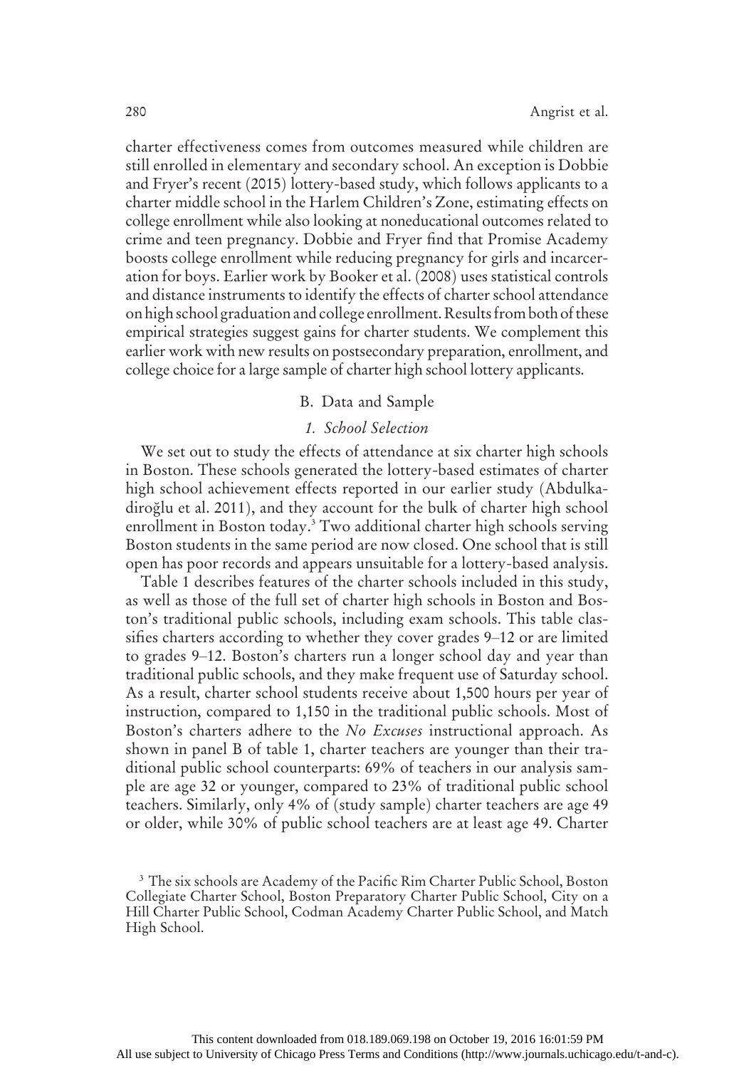charter effectiveness comes from outcomes measured while children are still enrolled in elementary and secondary school. An exception is Dobbie and Fryer's recent (2015) lottery-based study, which follows applicants to a charter middle school in the Harlem Children's Zone, estimating effects on college enrollment while also looking at noneducational outcomes related to crime and teen pregnancy. Dobbie and Fryer find that Promise Academy boosts college enrollment while reducing pregnancy for girls and incarceration for boys. Earlier work by Booker et al. (2008) uses statistical controls and distance instruments to identify the effects of charter school attendance on high school graduation and college enrollment. Results from both of these empirical strategies suggest gains for charter students. We complement this earlier work with new results on postsecondary preparation, enrollment, and college choice for a large sample of charter high school lottery applicants.

## B. Data and Sample

### *1. School Selection*

We set out to study the effects of attendance at six charter high schools in Boston. These schools generated the lottery-based estimates of charter high school achievement effects reported in our earlier study (Abdulkadiroğlu et al. 2011), and they account for the bulk of charter high school enrollment in Boston today.[3] Two additional charter high schools serving Boston students in the same period are now closed. One school that is still open has poor records and appears unsuitable for a lottery-based analysis.

Table 1 describes features of the charter schools included in this study, as well as those of the full set of charter high schools in Boston and Boston's traditional public schools, including exam schools. This table classifies charters according to whether they cover grades 9–12 or are limited to grades 9–12. Boston's charters run a longer school day and year than traditional public schools, and they make frequent use of Saturday school. As a result, charter school students receive about 1,500 hours per year of instruction, compared to 1,150 in the traditional public schools. Most of Boston's charters adhere to the *No Excuses* instructional approach. As shown in panel B of table 1, charter teachers are younger than their traditional public school counterparts: 69% of teachers in our analysis sample are age 32 or younger, compared to 23% of traditional public school teachers. Similarly, only 4% of (study sample) charter teachers are age 49 or older, while 30% of public school teachers are at least age 49. Charter

[3] The six schools are Academy of the Pacific Rim Charter Public School, Boston Collegiate Charter School, Boston Preparatory Charter Public School, City on a Hill Charter Public School, Codman Academy Charter Public School, and Match High School.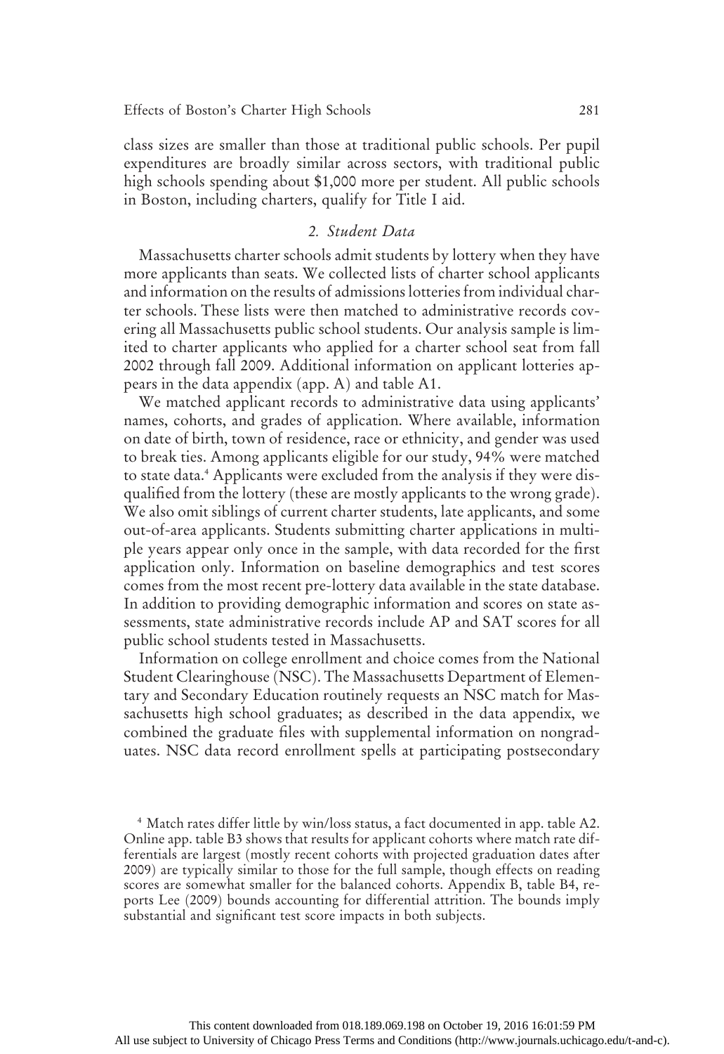class sizes are smaller than those at traditional public schools. Per pupil expenditures are broadly similar across sectors, with traditional public high schools spending about $1,000 more per student. All public schools in Boston, including charters, qualify for Title I aid.

### *2. Student Data*

Massachusetts charter schools admit students by lottery when they have more applicants than seats. We collected lists of charter school applicants and information on the results of admissions lotteries from individual charter schools. These lists were then matched to administrative records covering all Massachusetts public school students. Our analysis sample is limited to charter applicants who applied for a charter school seat from fall 2002 through fall 2009. Additional information on applicant lotteries appears in the data appendix (app. A) and table A1.

We matched applicant records to administrative data using applicants' names, cohorts, and grades of application. Where available, information on date of birth, town of residence, race or ethnicity, and gender was used to break ties. Among applicants eligible for our study, 94% were matched to state data.[4] Applicants were excluded from the analysis if they were disqualified from the lottery (these are mostly applicants to the wrong grade). We also omit siblings of current charter students, late applicants, and some out-of-area applicants. Students submitting charter applications in multiple years appear only once in the sample, with data recorded for the first application only. Information on baseline demographics and test scores comes from the most recent pre-lottery data available in the state database. In addition to providing demographic information and scores on state assessments, state administrative records include AP and SAT scores for all public school students tested in Massachusetts.

Information on college enrollment and choice comes from the National Student Clearinghouse (NSC). The Massachusetts Department of Elementary and Secondary Education routinely requests an NSC match for Massachusetts high school graduates; as described in the data appendix, we combined the graduate files with supplemental information on nongraduates. NSC data record enrollment spells at participating postsecondary

[4] Match rates differ little by win/loss status, a fact documented in app. table A2. Online app. table B3 shows that results for applicant cohorts where match rate differentials are largest (mostly recent cohorts with projected graduation dates after 2009) are typically similar to those for the full sample, though effects on reading scores are somewhat smaller for the balanced cohorts. Appendix B, table B4, reports Lee (2009) bounds accounting for differential attrition. The bounds imply substantial and significant test score impacts in both subjects.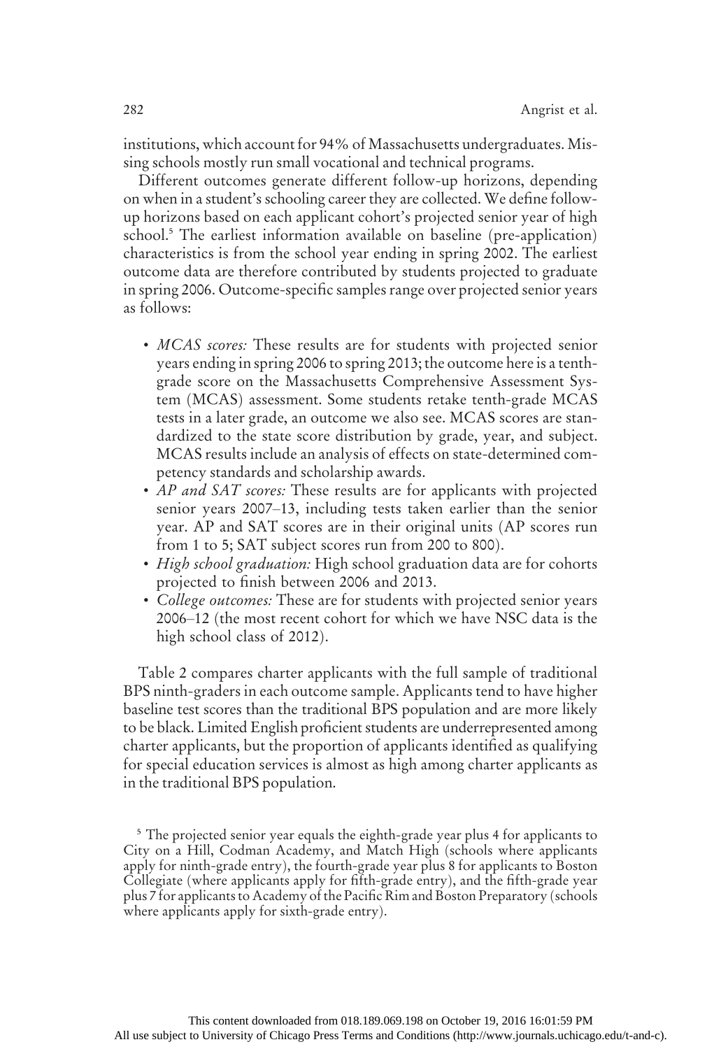institutions, which account for 94% of Massachusetts undergraduates. Missing schools mostly run small vocational and technical programs.

Different outcomes generate different follow-up horizons, depending on when in a student's schooling career they are collected. We define follow-up horizons based on each applicant cohort's projected senior year of high school.[5] The earliest information available on baseline (pre-application) characteristics is from the school year ending in spring 2002. The earliest outcome data are therefore contributed by students projected to graduate in spring 2006. Outcome-specific samples range over projected senior years as follows:

- *MCAS scores:* These results are for students with projected senior years ending in spring 2006 to spring 2013; the outcome here is a tenth-grade score on the Massachusetts Comprehensive Assessment System (MCAS) assessment. Some students retake tenth-grade MCAS tests in a later grade, an outcome we also see. MCAS scores are standardized to the state score distribution by grade, year, and subject. MCAS results include an analysis of effects on state-determined competency standards and scholarship awards.
- *AP and SAT scores:* These results are for applicants with projected senior years 2007–13, including tests taken earlier than the senior year. AP and SAT scores are in their original units (AP scores run from 1 to 5; SAT subject scores run from 200 to 800).
- *High school graduation:* High school graduation data are for cohorts projected to finish between 2006 and 2013.
- *College outcomes:* These are for students with projected senior years 2006–12 (the most recent cohort for which we have NSC data is the high school class of 2012).

Table 2 compares charter applicants with the full sample of traditional BPS ninth-graders in each outcome sample. Applicants tend to have higher baseline test scores than the traditional BPS population and are more likely to be black. Limited English proficient students are underrepresented among charter applicants, but the proportion of applicants identified as qualifying for special education services is almost as high among charter applicants as in the traditional BPS population.

[5] The projected senior year equals the eighth-grade year plus 4 for applicants to City on a Hill, Codman Academy, and Match High (schools where applicants apply for ninth-grade entry), the fourth-grade year plus 8 for applicants to Boston Collegiate (where applicants apply for fifth-grade entry), and the fifth-grade year plus 7 for applicants to Academy of the Pacific Rim and Boston Preparatory (schools where applicants apply for sixth-grade entry).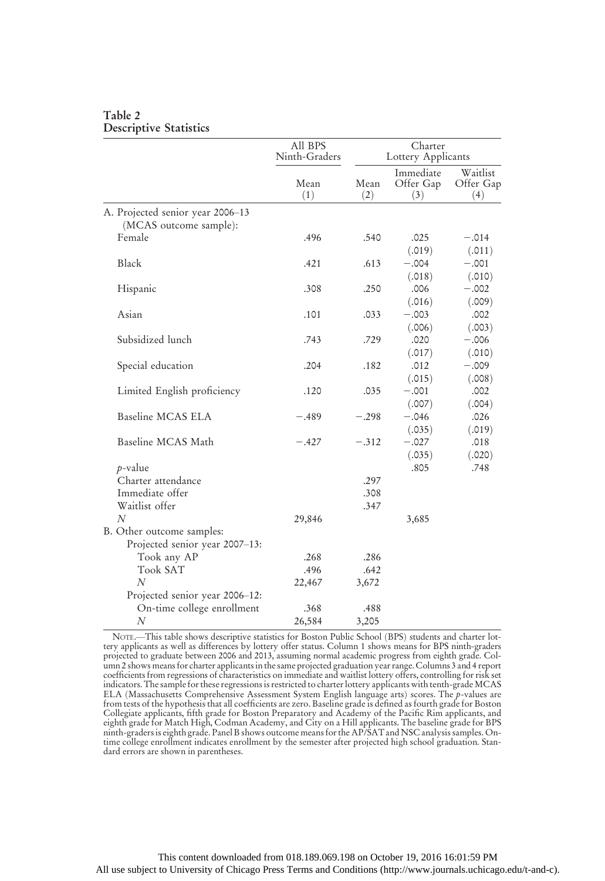**Table 2**
**Descriptive Statistics**

| | All BPS Ninth-Graders | Charter Lottery Applicants | | |
|---|---|---|---|---|
| | Mean (1) | Mean (2) | Immediate Offer Gap (3) | Waitlist Offer Gap (4) |
| A. Projected senior year 2006–13 (MCAS outcome sample): | | | | |
| Female | .496 | .540 | .025 | −.014 |
| | | | (.019) | (.011) |
| Black | .421 | .613 | −.004 | −.001 |
| | | | (.018) | (.010) |
| Hispanic | .308 | .250 | .006 | −.002 |
| | | | (.016) | (.009) |
| Asian | .101 | .033 | −.003 | .002 |
| | | | (.006) | (.003) |
| Subsidized lunch | .743 | .729 | .020 | −.006 |
| | | | (.017) | (.010) |
| Special education | .204 | .182 | .012 | −.009 |
| | | | (.015) | (.008) |
| Limited English proficiency | .120 | .035 | −.001 | .002 |
| | | | (.007) | (.004) |
| Baseline MCAS ELA | −.489 | −.298 | −.046 | .026 |
| | | | (.035) | (.019) |
| Baseline MCAS Math | −.427 | −.312 | −.027 | .018 |
| | | | (.035) | (.020) |
| *p*-value | | | .805 | .748 |
| Charter attendance | | .297 | | |
| Immediate offer | | .308 | | |
| Waitlist offer | | .347 | | |
| *N* | 29,846 | | 3,685 | |
| B. Other outcome samples: | | | | |
| Projected senior year 2007–13: | | | | |
| Took any AP | .268 | .286 | | |
| Took SAT | .496 | .642 | | |
| *N* | 22,467 | 3,672 | | |
| Projected senior year 2006–12: | | | | |
| On-time college enrollment | .368 | .488 | | |
| *N* | 26,584 | 3,205 | | |

NOTE.—This table shows descriptive statistics for Boston Public School (BPS) students and charter lottery applicants as well as differences by lottery offer status. Column 1 shows means for BPS ninth-graders projected to graduate between 2006 and 2013, assuming normal academic progress from eighth grade. Column 2 shows means for charter applicants in the same projected graduation year range. Columns 3 and 4 report coefficients from regressions of characteristics on immediate and waitlist lottery offers, controlling for risk set indicators. The sample for these regressions is restricted to charter lottery applicants with tenth-grade MCAS ELA (Massachusetts Comprehensive Assessment System English language arts) scores. The *p*-values are from tests of the hypothesis that all coefficients are zero. Baseline grade is defined as fourth grade for Boston Collegiate applicants, fifth grade for Boston Preparatory and Academy of the Pacific Rim applicants, and eighth grade for Match High, Codman Academy, and City on a Hill applicants. The baseline grade for BPS ninth-graders is eighth grade. Panel B shows outcome means for the AP/SAT and NSC analysis samples. On-time college enrollment indicates enrollment by the semester after projected high school graduation. Standard errors are shown in parentheses.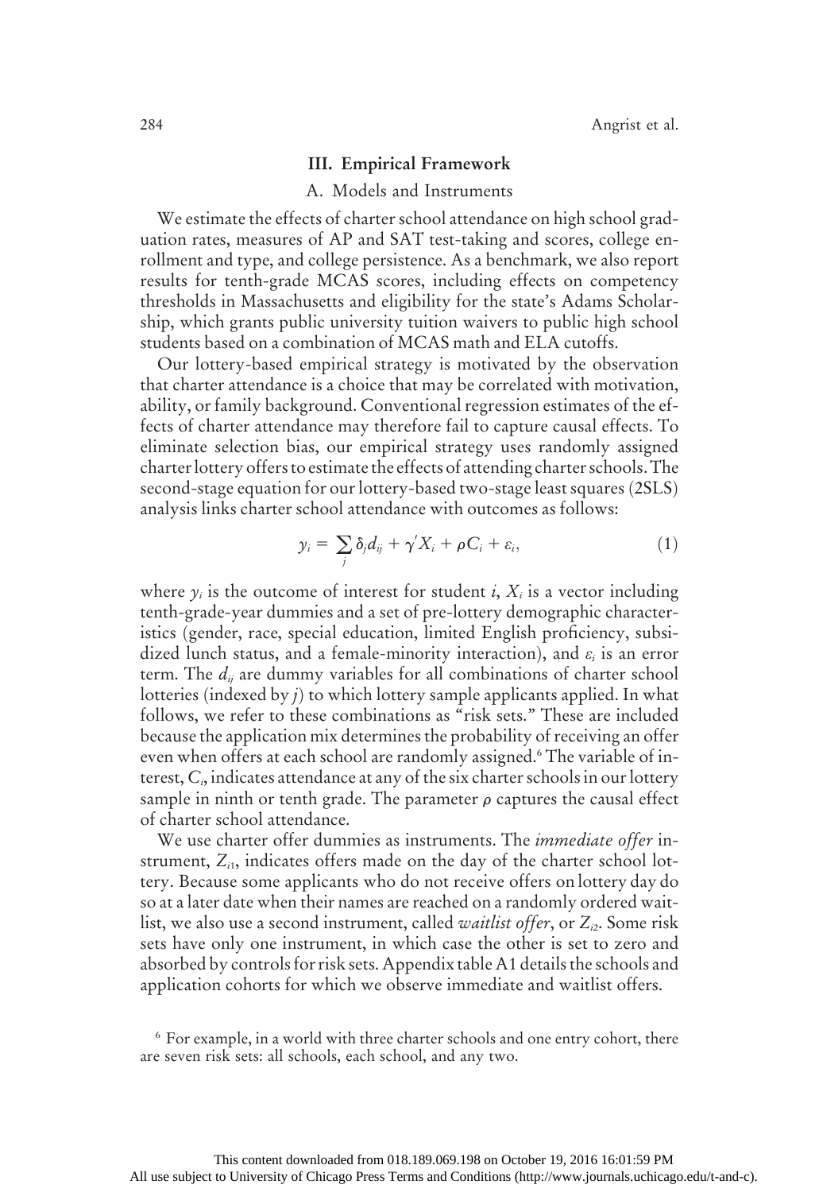## III. Empirical Framework

### A. Models and Instruments

We estimate the effects of charter school attendance on high school graduation rates, measures of AP and SAT test-taking and scores, college enrollment and type, and college persistence. As a benchmark, we also report results for tenth-grade MCAS scores, including effects on competency thresholds in Massachusetts and eligibility for the state's Adams Scholarship, which grants public university tuition waivers to public high school students based on a combination of MCAS math and ELA cutoffs.

Our lottery-based empirical strategy is motivated by the observation that charter attendance is a choice that may be correlated with motivation, ability, or family background. Conventional regression estimates of the effects of charter attendance may therefore fail to capture causal effects. To eliminate selection bias, our empirical strategy uses randomly assigned charter lottery offers to estimate the effects of attending charter schools. The second-stage equation for our lottery-based two-stage least squares (2SLS) analysis links charter school attendance with outcomes as follows:

$$y_i = \sum_j \delta_j d_{ij} + \gamma' X_i + \rho C_i + \varepsilon_i, \tag{1}$$

where $y_i$ is the outcome of interest for student $i$, $X_i$ is a vector including tenth-grade-year dummies and a set of pre-lottery demographic characteristics (gender, race, special education, limited English proficiency, subsidized lunch status, and a female-minority interaction), and $\varepsilon_i$ is an error term. The $d_{ij}$ are dummy variables for all combinations of charter school lotteries (indexed by $j$) to which lottery sample applicants applied. In what follows, we refer to these combinations as "risk sets." These are included because the application mix determines the probability of receiving an offer even when offers at each school are randomly assigned.[6] The variable of interest, $C_i$, indicates attendance at any of the six charter schools in our lottery sample in ninth or tenth grade. The parameter $\rho$ captures the causal effect of charter school attendance.

We use charter offer dummies as instruments. The *immediate offer* instrument, $Z_{i1}$, indicates offers made on the day of the charter school lottery. Because some applicants who do not receive offers on lottery day do so at a later date when their names are reached on a randomly ordered waitlist, we also use a second instrument, called *waitlist offer*, or $Z_{i2}$. Some risk sets have only one instrument, in which case the other is set to zero and absorbed by controls for risk sets. Appendix table A1 details the schools and application cohorts for which we observe immediate and waitlist offers.

[6] For example, in a world with three charter schools and one entry cohort, there are seven risk sets: all schools, each school, and any two.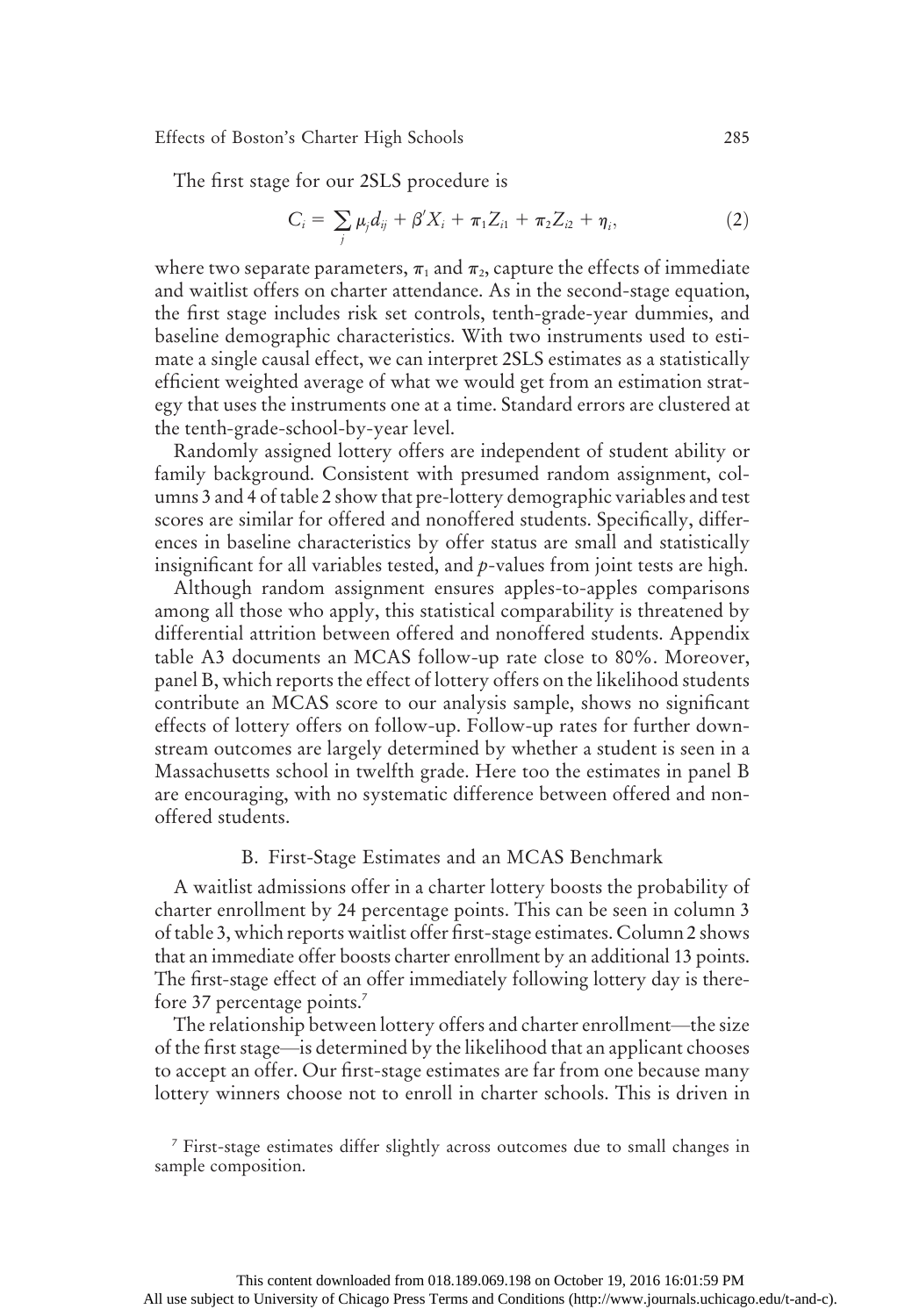The first stage for our 2SLS procedure is

$$C_i = \sum_j \mu_j d_{ij} + \beta' X_i + \pi_1 Z_{i1} + \pi_2 Z_{i2} + \eta_i, \tag{2}$$

where two separate parameters, $\pi_1$ and $\pi_2$, capture the effects of immediate and waitlist offers on charter attendance. As in the second-stage equation, the first stage includes risk set controls, tenth-grade-year dummies, and baseline demographic characteristics. With two instruments used to estimate a single causal effect, we can interpret 2SLS estimates as a statistically efficient weighted average of what we would get from an estimation strategy that uses the instruments one at a time. Standard errors are clustered at the tenth-grade-school-by-year level.

Randomly assigned lottery offers are independent of student ability or family background. Consistent with presumed random assignment, columns 3 and 4 of table 2 show that pre-lottery demographic variables and test scores are similar for offered and nonoffered students. Specifically, differences in baseline characteristics by offer status are small and statistically insignificant for all variables tested, and $p$-values from joint tests are high.

Although random assignment ensures apples-to-apples comparisons among all those who apply, this statistical comparability is threatened by differential attrition between offered and nonoffered students. Appendix table A3 documents an MCAS follow-up rate close to 80%. Moreover, panel B, which reports the effect of lottery offers on the likelihood students contribute an MCAS score to our analysis sample, shows no significant effects of lottery offers on follow-up. Follow-up rates for further downstream outcomes are largely determined by whether a student is seen in a Massachusetts school in twelfth grade. Here too the estimates in panel B are encouraging, with no systematic difference between offered and nonoffered students.

### B. First-Stage Estimates and an MCAS Benchmark

A waitlist admissions offer in a charter lottery boosts the probability of charter enrollment by 24 percentage points. This can be seen in column 3 of table 3, which reports waitlist offer first-stage estimates. Column 2 shows that an immediate offer boosts charter enrollment by an additional 13 points. The first-stage effect of an offer immediately following lottery day is therefore 37 percentage points.[7]

The relationship between lottery offers and charter enrollment—the size of the first stage—is determined by the likelihood that an applicant chooses to accept an offer. Our first-stage estimates are far from one because many lottery winners choose not to enroll in charter schools. This is driven in

[7] First-stage estimates differ slightly across outcomes due to small changes in sample composition.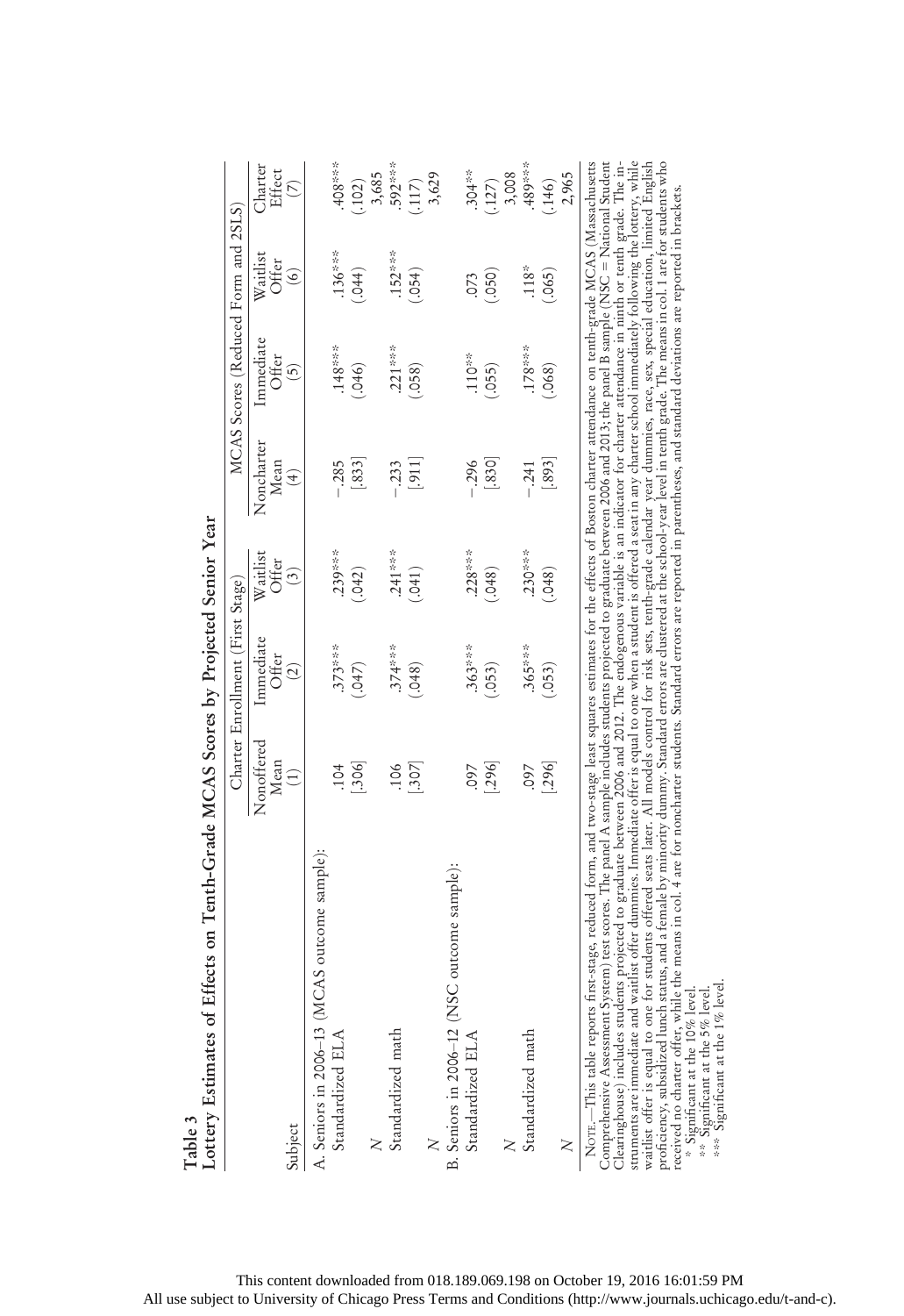**Table 3**
**Lottery Estimates of Effects on Tenth-Grade MCAS Scores by Projected Senior Year**

| Subject | Charter Enrollment (First Stage) | | | MCAS Scores (Reduced Form and 2SLS) | | | |
|---|---|---|---|---|---|---|---|
| | Nonoffered Mean (1) | Immediate Offer (2) | Waitlist Offer (3) | Noncharter Mean (4) | Immediate Offer (5) | Waitlist Offer (6) | Charter Effect (7) |
| A. Seniors in 2006–13 (MCAS outcome sample): | | | | | | | |
| Standardized ELA | .104 | .373*** | .239*** | −.285 | .148*** | .136*** | .408*** |
| | [.306] | (.047) | (.042) | [.833] | (.046) | (.044) | (.102) |
| *N* | | | | | | | 3,685 |
| Standardized math | .106 | .374*** | .241*** | −.233 | .221*** | .152*** | .592*** |
| | [.307] | (.048) | (.041) | [.911] | (.058) | (.054) | (.117) |
| *N* | | | | | | | 3,629 |
| B. Seniors in 2006–12 (NSC outcome sample): | | | | | | | |
| Standardized ELA | .097 | .363*** | .228*** | −.296 | .110** | .073 | .304** |
| | [.296] | (.053) | (.048) | [.830] | (.055) | (.050) | (.127) |
| *N* | | | | | | | 3,008 |
| Standardized math | .097 | .365*** | .230*** | −.241 | .178*** | .118* | .489*** |
| | [.296] | (.053) | (.048) | [.893] | (.068) | (.065) | (.146) |
| *N* | | | | | | | 2,965 |

Note.—This table reports first-stage, reduced form, and two-stage least squares estimates for the effects of Boston charter attendance on tenth-grade MCAS (Massachusetts Comprehensive Assessment System) test scores. The panel A sample includes students projected to graduate between 2006 and 2013; the panel B sample (NSC = National Student Clearinghouse) includes students projected to graduate between 2006 and 2012. The endogenous variable is an indicator for charter attendance in ninth or tenth grade. The instruments are immediate and waitlist offer dummies. Immediate offer is equal to one when a student is offered a seat in any charter school immediately following the lottery, while waitlist offer is equal to one for students offered seats later. All models control for risk sets, tenth-grade calendar year dummies, race, sex, special education, limited English proficiency, subsidized lunch status, and a female by minority dummy. Standard errors are clustered at the school-year level in tenth grade. The means in col. 1 are for students who received no charter offer, while the means in col. 4 are for noncharter students. Standard errors are reported in parentheses, and standard deviations are reported in brackets.

\* Significant at the 10% level.
\*\* Significant at the 5% level.
\*\*\* Significant at the 1% level.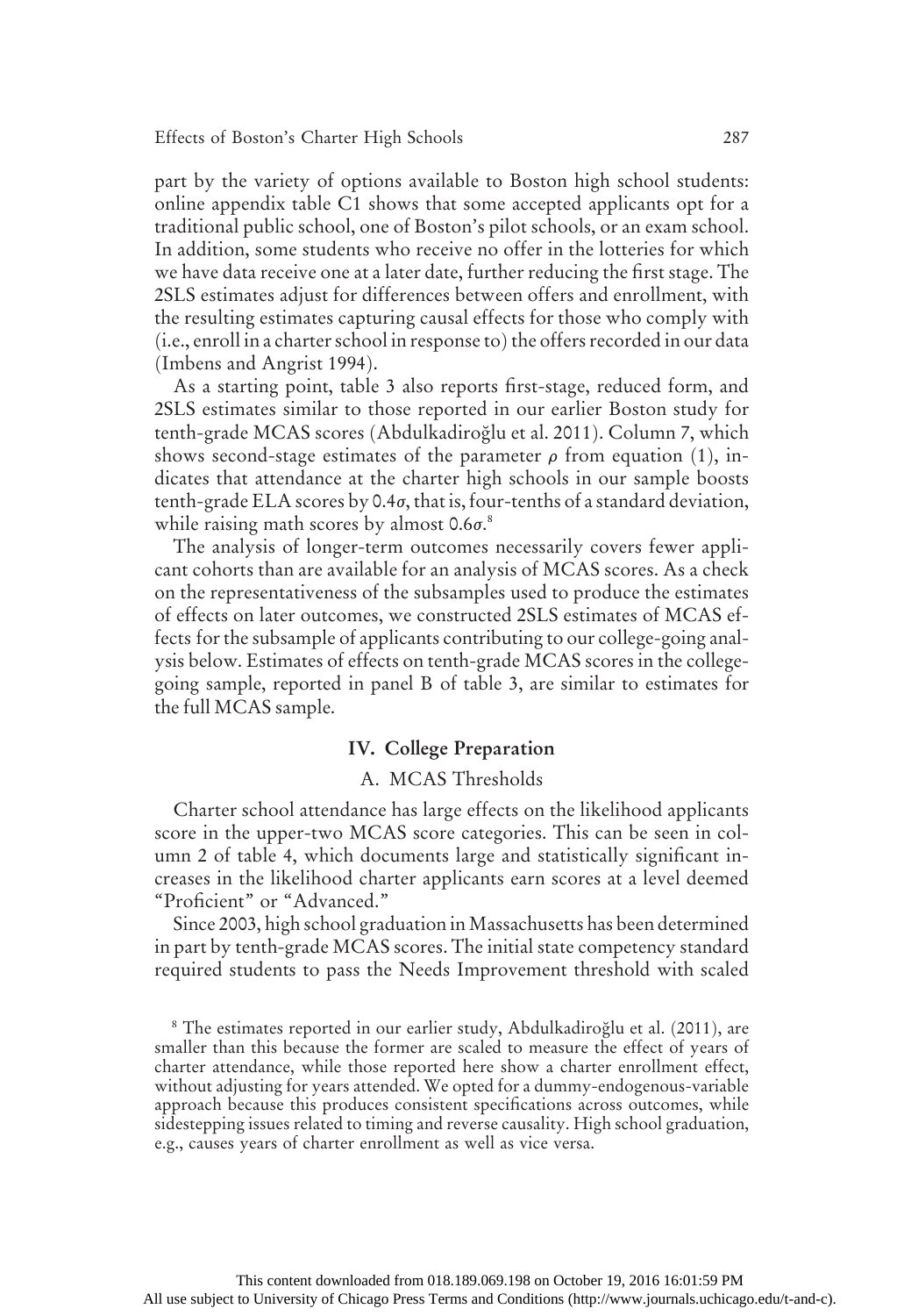part by the variety of options available to Boston high school students: online appendix table C1 shows that some accepted applicants opt for a traditional public school, one of Boston's pilot schools, or an exam school. In addition, some students who receive no offer in the lotteries for which we have data receive one at a later date, further reducing the first stage. The 2SLS estimates adjust for differences between offers and enrollment, with the resulting estimates capturing causal effects for those who comply with (i.e., enroll in a charter school in response to) the offers recorded in our data (Imbens and Angrist 1994).

As a starting point, table 3 also reports first-stage, reduced form, and 2SLS estimates similar to those reported in our earlier Boston study for tenth-grade MCAS scores (Abdulkadiroğlu et al. 2011). Column 7, which shows second-stage estimates of the parameter $\rho$ from equation (1), indicates that attendance at the charter high schools in our sample boosts tenth-grade ELA scores by $0.4\sigma$, that is, four-tenths of a standard deviation, while raising math scores by almost $0.6\sigma$.[8]

The analysis of longer-term outcomes necessarily covers fewer applicant cohorts than are available for an analysis of MCAS scores. As a check on the representativeness of the subsamples used to produce the estimates of effects on later outcomes, we constructed 2SLS estimates of MCAS effects for the subsample of applicants contributing to our college-going analysis below. Estimates of effects on tenth-grade MCAS scores in the college-going sample, reported in panel B of table 3, are similar to estimates for the full MCAS sample.

## IV. College Preparation

### A. MCAS Thresholds

Charter school attendance has large effects on the likelihood applicants score in the upper-two MCAS score categories. This can be seen in column 2 of table 4, which documents large and statistically significant increases in the likelihood charter applicants earn scores at a level deemed "Proficient" or "Advanced."

Since 2003, high school graduation in Massachusetts has been determined in part by tenth-grade MCAS scores. The initial state competency standard required students to pass the Needs Improvement threshold with scaled

[8] The estimates reported in our earlier study, Abdulkadiroğlu et al. (2011), are smaller than this because the former are scaled to measure the effect of years of charter attendance, while those reported here show a charter enrollment effect, without adjusting for years attended. We opted for a dummy-endogenous-variable approach because this produces consistent specifications across outcomes, while sidestepping issues related to timing and reverse causality. High school graduation, e.g., causes years of charter enrollment as well as vice versa.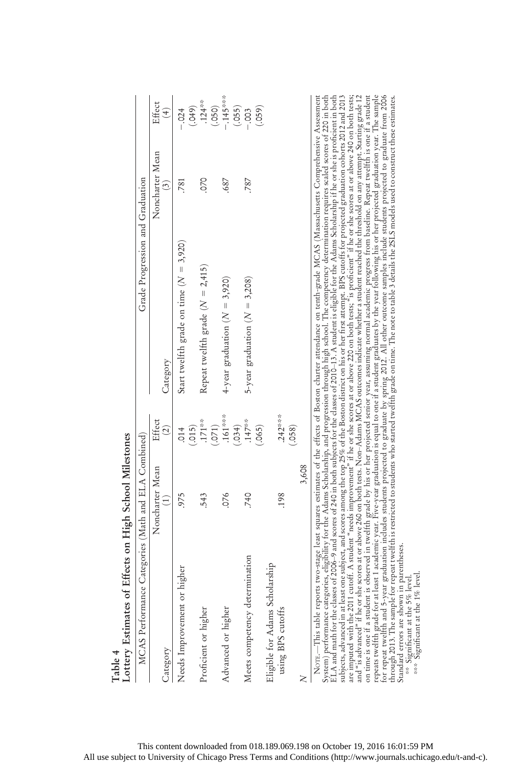**Table 4**
**Lottery Estimates of Effects on High School Milestones**

| MCAS Performance Categories (Math and ELA Combined) | | | Grade Progression and Graduation | | |
|---|---|---|---|---|---|
| Category | Noncharter Mean (1) | Effect (2) | Category | Noncharter Mean (3) | Effect (4) |
| Needs Improvement or higher | .975 | .014 | Start twelfth grade on time ($N = 3{,}920$) | .781 | −.024 |
| | | (.015) | | | (.049) |
| Proficient or higher | .543 | .171** | Repeat twelfth grade ($N = 2{,}415$) | .070 | .124** |
| | | (.071) | | | (.050) |
| Advanced or higher | .076 | .161*** | 4-year graduation ($N = 3{,}920$) | .687 | −.145*** |
| | | (.034) | | | (.055) |
| Meets competency determination | .740 | .147** | 5-year graduation ($N = 3{,}208$) | .787 | −.003 |
| | | (.065) | | | (.059) |
| Eligible for Adams Scholarship using BPS cutoffs | .198 | .242*** | | | |
| | | (.058) | | | |
| $N$ | 3,608 | | | | |

NOTE.—This table reports two-stage least squares estimates of the effects of Boston charter attendance on tenth-grade MCAS (Massachusetts Comprehensive Assessment System) performance categories, eligibility for the Adams Scholarship, and progression through high school. The competency determination requires scaled scores of 220 in both ELA and math for the classes of 2006–9 and scores of 240 in both subjects for the classes of 2010–13. A student is eligible for the Adams Scholarship if he or she is proficient in both subjects, advanced in at least one subject, and scores among the top 25% of the Boston district on his or her first attempt. BPS cutoffs for projected graduation cohorts 2012 and 2013 are imputed with the 2011 cutoff. A student "needs improvement" if he or she scores at or above 220 on both tests; "is proficient" if he or she scores at or above 240 on both tests; and "is advanced" if he or she scores at or above 260 on both tests. Non-Adams MCAS outcomes indicate whether a student reached the threshold on any attempt. Starting grade 12 on time is one if a student is observed in twelfth grade by his or her projected senior year, assuming normal academic progress from baseline. Repeat twelfth is one if a student repeats twelfth grade for at least 1 academic year. Five-year graduation is equal to one if a student graduates by the year following his or her projected graduation year. The sample for repeat twelfth and 5-year graduation includes students projected to graduate by spring 2012. All other outcome samples include students projected to graduate from 2006 through 2013. The sample for repeat twelfth is restricted to students who started twelfth grade on time. The note to table 3 details the 2SLS models used to construct these estimates. Standard errors are shown in parentheses.

** Significant at the 5% level.
*** Significant at the 1% level.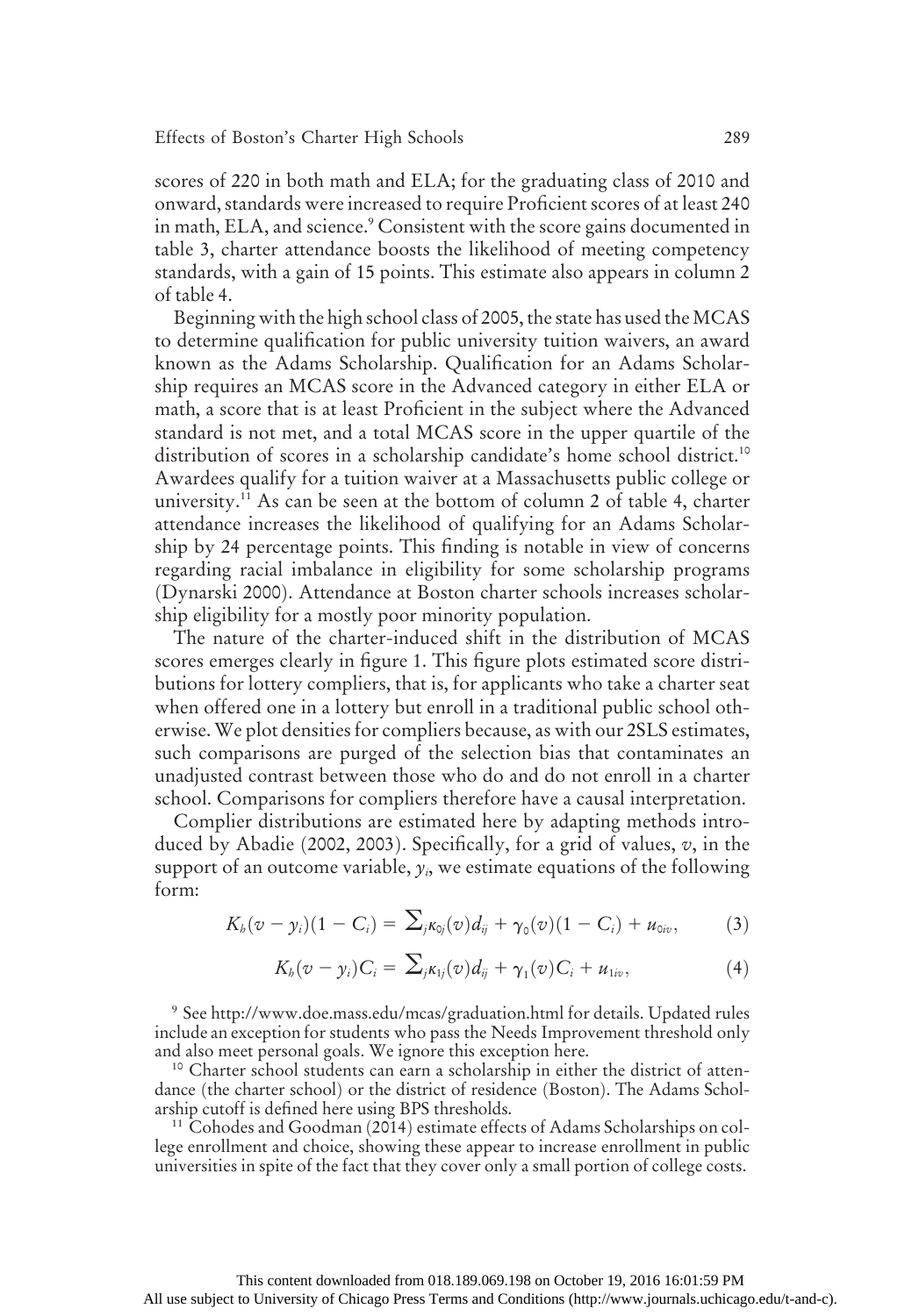scores of 220 in both math and ELA; for the graduating class of 2010 and onward, standards were increased to require Proficient scores of at least 240 in math, ELA, and science.[9] Consistent with the score gains documented in table 3, charter attendance boosts the likelihood of meeting competency standards, with a gain of 15 points. This estimate also appears in column 2 of table 4.

Beginning with the high school class of 2005, the state has used the MCAS to determine qualification for public university tuition waivers, an award known as the Adams Scholarship. Qualification for an Adams Scholarship requires an MCAS score in the Advanced category in either ELA or math, a score that is at least Proficient in the subject where the Advanced standard is not met, and a total MCAS score in the upper quartile of the distribution of scores in a scholarship candidate's home school district.[10] Awardees qualify for a tuition waiver at a Massachusetts public college or university.[11] As can be seen at the bottom of column 2 of table 4, charter attendance increases the likelihood of qualifying for an Adams Scholarship by 24 percentage points. This finding is notable in view of concerns regarding racial imbalance in eligibility for some scholarship programs (Dynarski 2000). Attendance at Boston charter schools increases scholarship eligibility for a mostly poor minority population.

The nature of the charter-induced shift in the distribution of MCAS scores emerges clearly in figure 1. This figure plots estimated score distributions for lottery compliers, that is, for applicants who take a charter seat when offered one in a lottery but enroll in a traditional public school otherwise. We plot densities for compliers because, as with our 2SLS estimates, such comparisons are purged of the selection bias that contaminates an unadjusted contrast between those who do and do not enroll in a charter school. Comparisons for compliers therefore have a causal interpretation.

Complier distributions are estimated here by adapting methods introduced by Abadie (2002, 2003). Specifically, for a grid of values, $v$, in the support of an outcome variable, $y_i$, we estimate equations of the following form:

$$K_b(v - y_i)(1 - C_i) = \sum_j \kappa_{0j}(v) d_{ij} + \gamma_0(v)(1 - C_i) + u_{0iv}, \tag{3}$$

$$K_b(v - y_i)C_i = \sum_j \kappa_{1j}(v) d_{ij} + \gamma_1(v)C_i + u_{1iv}, \tag{4}$$

[9] See http://www.doe.mass.edu/mcas/graduation.html for details. Updated rules include an exception for students who pass the Needs Improvement threshold only and also meet personal goals. We ignore this exception here.

[10] Charter school students can earn a scholarship in either the district of attendance (the charter school) or the district of residence (Boston). The Adams Scholarship cutoff is defined here using BPS thresholds.

[11] Cohodes and Goodman (2014) estimate effects of Adams Scholarships on college enrollment and choice, showing these appear to increase enrollment in public universities in spite of the fact that they cover only a small portion of college costs.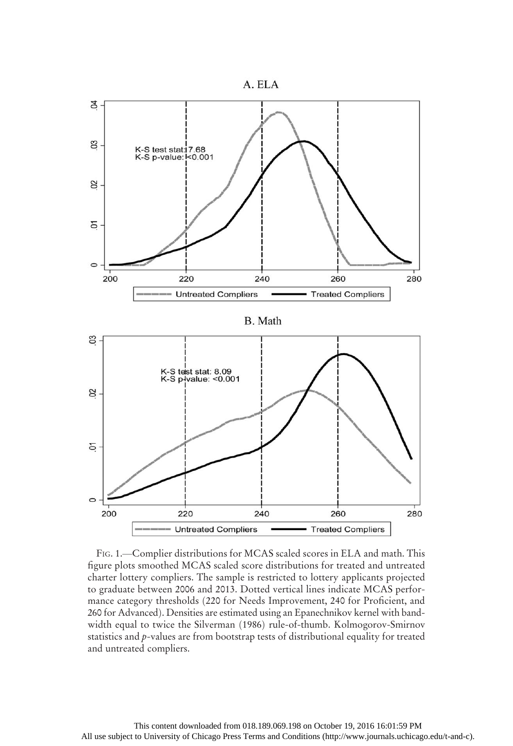A. ELA

B. Math

FIG. 1.—Complier distributions for MCAS scaled scores in ELA and math. This figure plots smoothed MCAS scaled score distributions for treated and untreated charter lottery compliers. The sample is restricted to lottery applicants projected to graduate between 2006 and 2013. Dotted vertical lines indicate MCAS performance category thresholds (220 for Needs Improvement, 240 for Proficient, and 260 for Advanced). Densities are estimated using an Epanechnikov kernel with bandwidth equal to twice the Silverman (1986) rule-of-thumb. Kolmogorov-Smirnov statistics and $p$-values are from bootstrap tests of distributional equality for treated and untreated compliers.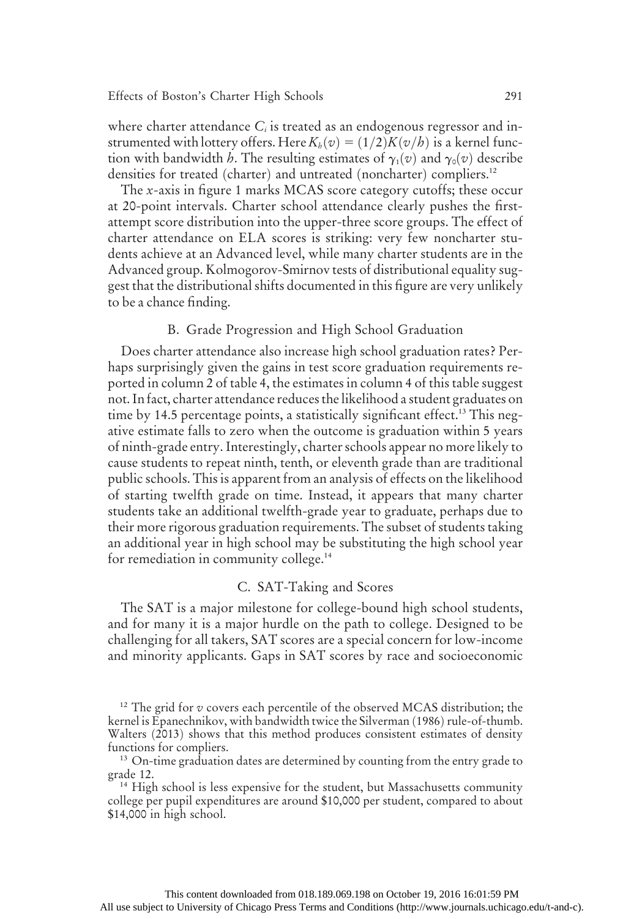where charter attendance $C_i$ is treated as an endogenous regressor and instrumented with lottery offers. Here $K_h(v) = (1/2)K(v/h)$ is a kernel function with bandwidth $h$. The resulting estimates of $\gamma_1(v)$ and $\gamma_0(v)$ describe densities for treated (charter) and untreated (noncharter) compliers.[12]

The $x$-axis in figure 1 marks MCAS score category cutoffs; these occur at 20-point intervals. Charter school attendance clearly pushes the first-attempt score distribution into the upper-three score groups. The effect of charter attendance on ELA scores is striking: very few noncharter students achieve at an Advanced level, while many charter students are in the Advanced group. Kolmogorov-Smirnov tests of distributional equality suggest that the distributional shifts documented in this figure are very unlikely to be a chance finding.

## B. Grade Progression and High School Graduation

Does charter attendance also increase high school graduation rates? Perhaps surprisingly given the gains in test score graduation requirements reported in column 2 of table 4, the estimates in column 4 of this table suggest not. In fact, charter attendance reduces the likelihood a student graduates on time by 14.5 percentage points, a statistically significant effect.[13] This negative estimate falls to zero when the outcome is graduation within 5 years of ninth-grade entry. Interestingly, charter schools appear no more likely to cause students to repeat ninth, tenth, or eleventh grade than are traditional public schools. This is apparent from an analysis of effects on the likelihood of starting twelfth grade on time. Instead, it appears that many charter students take an additional twelfth-grade year to graduate, perhaps due to their more rigorous graduation requirements. The subset of students taking an additional year in high school may be substituting the high school year for remediation in community college.[14]

## C. SAT-Taking and Scores

The SAT is a major milestone for college-bound high school students, and for many it is a major hurdle on the path to college. Designed to be challenging for all takers, SAT scores are a special concern for low-income and minority applicants. Gaps in SAT scores by race and socioeconomic

[12] The grid for $v$ covers each percentile of the observed MCAS distribution; the kernel is Epanechnikov, with bandwidth twice the Silverman (1986) rule-of-thumb. Walters (2013) shows that this method produces consistent estimates of density functions for compliers.

[13] On-time graduation dates are determined by counting from the entry grade to grade 12.

[14] High school is less expensive for the student, but Massachusetts community college per pupil expenditures are around $10,000 per student, compared to about $14,000 in high school.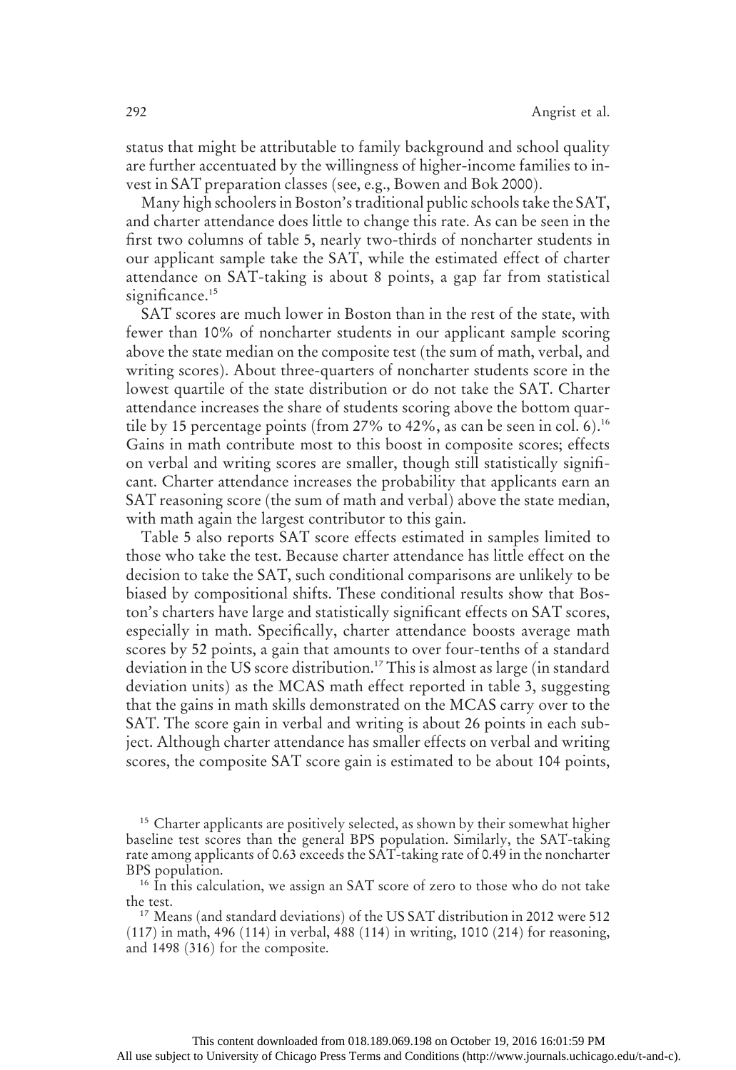status that might be attributable to family background and school quality are further accentuated by the willingness of higher-income families to invest in SAT preparation classes (see, e.g., Bowen and Bok 2000).

Many high schoolers in Boston's traditional public schools take the SAT, and charter attendance does little to change this rate. As can be seen in the first two columns of table 5, nearly two-thirds of noncharter students in our applicant sample take the SAT, while the estimated effect of charter attendance on SAT-taking is about 8 points, a gap far from statistical significance.[15]

SAT scores are much lower in Boston than in the rest of the state, with fewer than 10% of noncharter students in our applicant sample scoring above the state median on the composite test (the sum of math, verbal, and writing scores). About three-quarters of noncharter students score in the lowest quartile of the state distribution or do not take the SAT. Charter attendance increases the share of students scoring above the bottom quartile by 15 percentage points (from 27% to 42%, as can be seen in col. 6).[16] Gains in math contribute most to this boost in composite scores; effects on verbal and writing scores are smaller, though still statistically significant. Charter attendance increases the probability that applicants earn an SAT reasoning score (the sum of math and verbal) above the state median, with math again the largest contributor to this gain.

Table 5 also reports SAT score effects estimated in samples limited to those who take the test. Because charter attendance has little effect on the decision to take the SAT, such conditional comparisons are unlikely to be biased by compositional shifts. These conditional results show that Boston's charters have large and statistically significant effects on SAT scores, especially in math. Specifically, charter attendance boosts average math scores by 52 points, a gain that amounts to over four-tenths of a standard deviation in the US score distribution.[17] This is almost as large (in standard deviation units) as the MCAS math effect reported in table 3, suggesting that the gains in math skills demonstrated on the MCAS carry over to the SAT. The score gain in verbal and writing is about 26 points in each subject. Although charter attendance has smaller effects on verbal and writing scores, the composite SAT score gain is estimated to be about 104 points,

---

[15] Charter applicants are positively selected, as shown by their somewhat higher baseline test scores than the general BPS population. Similarly, the SAT-taking rate among applicants of 0.63 exceeds the SAT-taking rate of 0.49 in the noncharter BPS population.

[16] In this calculation, we assign an SAT score of zero to those who do not take the test.

[17] Means (and standard deviations) of the US SAT distribution in 2012 were 512 (117) in math, 496 (114) in verbal, 488 (114) in writing, 1010 (214) for reasoning, and 1498 (316) for the composite.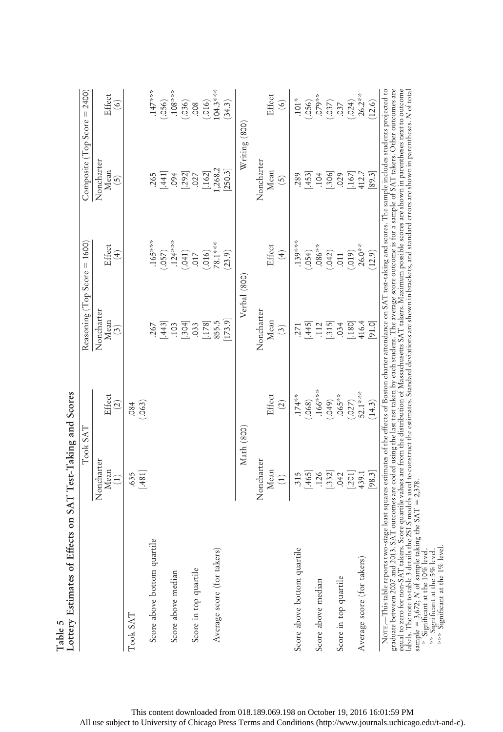**Table 5**
**Lottery Estimates of Effects on SAT Test-Taking and Scores**

| | Took SAT | | Reasoning (Top Score = 1600) | | Composite (Top Score = 2400) | |
|---|---|---|---|---|---|---|
| | Noncharter Mean (1) | Effect (2) | Noncharter Mean (3) | Effect (4) | Noncharter Mean (5) | Effect (6) |
| Took SAT | .635 | .084 | | | | |
| | [.481] | (.063) | | | | |
| Score above bottom quartile | | | .267 | .165*** | .265 | .147*** |
| | | | [.443] | (.057) | [.441] | (.056) |
| Score above median | | | .103 | .124*** | .094 | .108*** |
| | | | [.304] | (.041) | [.292] | (.036) |
| Score in top quartile | | | .033 | .017 | .027 | .008 |
| | | | [.178] | (.016) | [.162] | (.016) |
| Average score (for takers) | | | 855.5 | 78.1*** | 1,268.2 | 104.3*** |
| | | | [173.9] | (23.9) | [250.3] | (34.3) |
| | **Math (800)** | | **Verbal (800)** | | **Writing (800)** | |
| | Noncharter Mean (1) | Effect (2) | Noncharter Mean (3) | Effect (4) | Noncharter Mean (5) | Effect (6) |
| Score above bottom quartile | .315 | .174** | .271 | .139*** | .289 | .101* |
| | [.465] | (.068) | [.445] | (.054) | [.453] | (.056) |
| Score above median | .126 | .166*** | .112 | .086** | .104 | .079** |
| | [.332] | (.049) | [.315] | (.042) | [.306] | (.037) |
| Score in top quartile | .042 | .065** | .034 | .011 | .029 | .037 |
| | [.201] | (.027) | [.180] | (.019) | [.167] | (.024) |
| Average score (for takers) | 439.1 | 52.1*** | 416.4 | 26.0** | 412.7 | 26.2** |
| | [98.3] | (14.3) | [91.0] | (12.9) | [89.3] | (12.6) |

Note.—This table reports two-stage least squares estimates of the effects of Boston charter attendance on SAT test-taking and scores. The sample includes students projected to graduate between 2007 and 2013. SAT outcomes are coded using the last test taken by each student. The average score outcome is for a sample of SAT takers. Other outcomes are equal to zero for non-SAT takers. Score quartile values are from the distribution of Massachusetts SAT takers. Maximum possible scores are shown in parentheses next to outcome labels. The note to table 3 details the 2SLS models used to construct the estimates. Standard deviations are shown in brackets, and standard errors are shown in parentheses. $N$ of total sample = 3,672; $N$ of sample taking the SAT = 2,378.

\* Significant at the 10% level.
\*\* Significant at the 5% level.
\*\*\* Significant at the 1% level.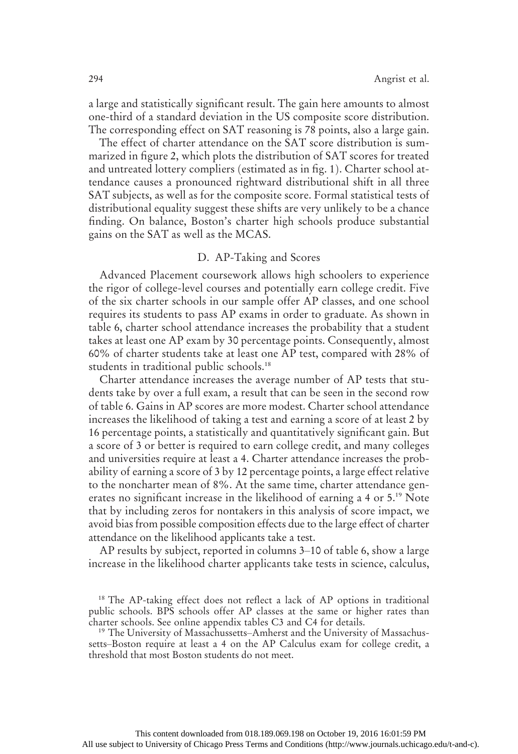a large and statistically significant result. The gain here amounts to almost one-third of a standard deviation in the US composite score distribution. The corresponding effect on SAT reasoning is 78 points, also a large gain.

The effect of charter attendance on the SAT score distribution is summarized in figure 2, which plots the distribution of SAT scores for treated and untreated lottery compliers (estimated as in fig. 1). Charter school attendance causes a pronounced rightward distributional shift in all three SAT subjects, as well as for the composite score. Formal statistical tests of distributional equality suggest these shifts are very unlikely to be a chance finding. On balance, Boston's charter high schools produce substantial gains on the SAT as well as the MCAS.

### D. AP-Taking and Scores

Advanced Placement coursework allows high schoolers to experience the rigor of college-level courses and potentially earn college credit. Five of the six charter schools in our sample offer AP classes, and one school requires its students to pass AP exams in order to graduate. As shown in table 6, charter school attendance increases the probability that a student takes at least one AP exam by 30 percentage points. Consequently, almost 60% of charter students take at least one AP test, compared with 28% of students in traditional public schools.[18]

Charter attendance increases the average number of AP tests that students take by over a full exam, a result that can be seen in the second row of table 6. Gains in AP scores are more modest. Charter school attendance increases the likelihood of taking a test and earning a score of at least 2 by 16 percentage points, a statistically and quantitatively significant gain. But a score of 3 or better is required to earn college credit, and many colleges and universities require at least a 4. Charter attendance increases the probability of earning a score of 3 by 12 percentage points, a large effect relative to the noncharter mean of 8%. At the same time, charter attendance generates no significant increase in the likelihood of earning a 4 or 5.[19] Note that by including zeros for nontakers in this analysis of score impact, we avoid bias from possible composition effects due to the large effect of charter attendance on the likelihood applicants take a test.

AP results by subject, reported in columns 3–10 of table 6, show a large increase in the likelihood charter applicants take tests in science, calculus,

[18] The AP-taking effect does not reflect a lack of AP options in traditional public schools. BPS schools offer AP classes at the same or higher rates than charter schools. See online appendix tables C3 and C4 for details.

[19] The University of Massachussetts–Amherst and the University of Massachussetts–Boston require at least a 4 on the AP Calculus exam for college credit, a threshold that most Boston students do not meet.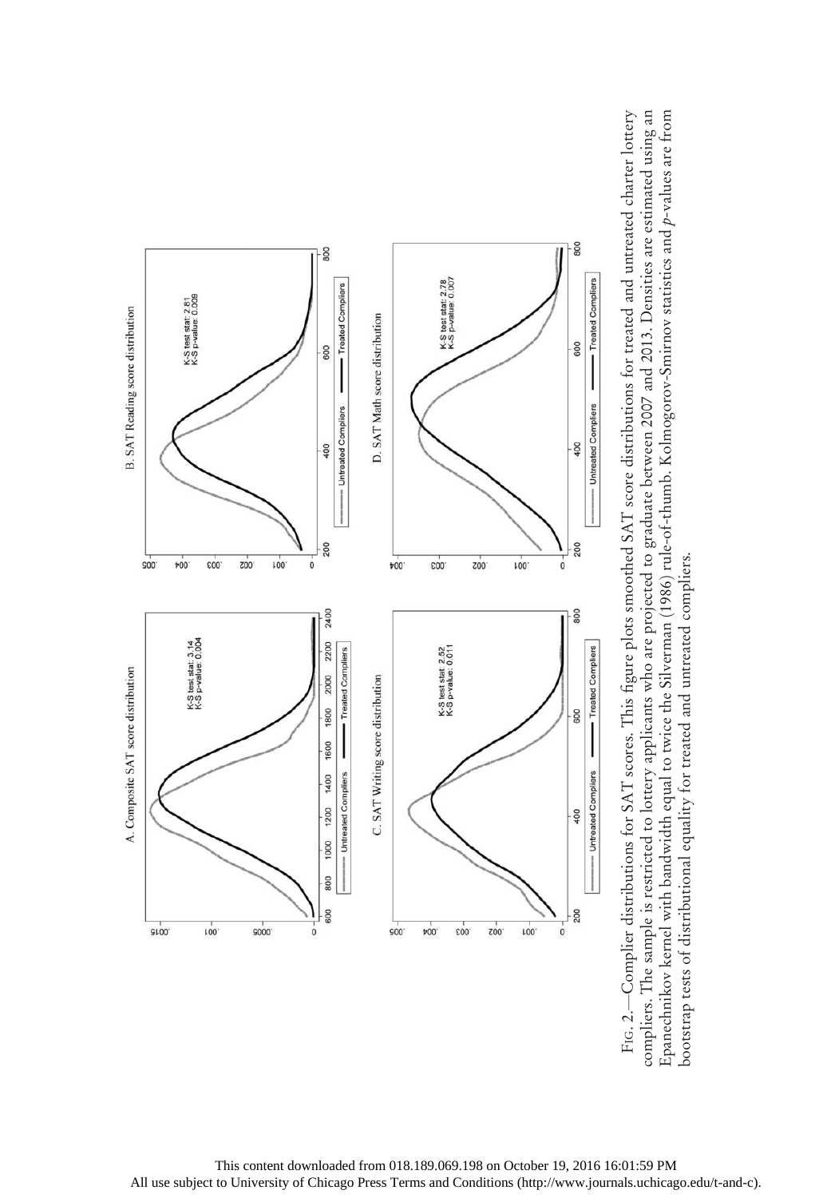Fig. 2.—Complier distributions for SAT scores. This figure plots smoothed SAT score distributions for treated and untreated charter lottery compliers. The sample is restricted to lottery applicants who are projected to graduate between 2007 and 2013. Densities are estimated using an Epanechnikov kernel with bandwidth equal to twice the Silverman (1986) rule-of-thumb. Kolmogorov-Smirnov statistics and $p$-values are from bootstrap tests of distributional equality for treated and untreated compliers.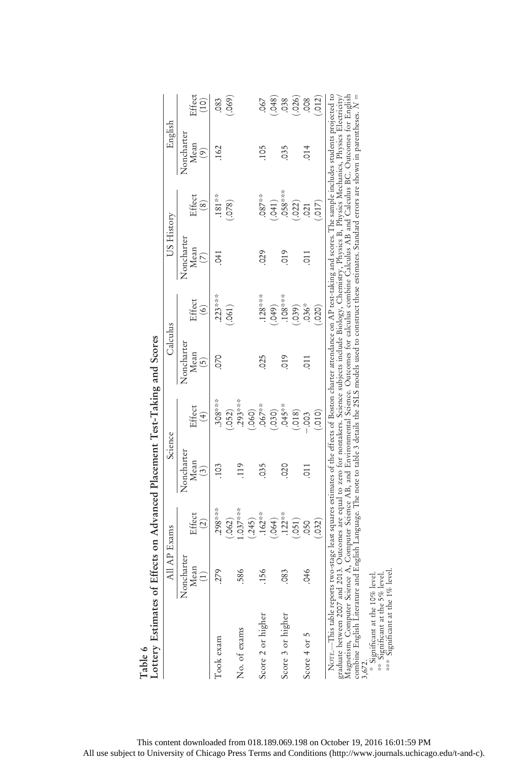**Table 6**
**Lottery Estimates of Effects on Advanced Placement Test-Taking and Scores**

| | All AP Exams | | Science | | Calculus | | US History | | English | |
|---|---|---|---|---|---|---|---|---|---|---|
| | Noncharter Mean (1) | Effect (2) | Noncharter Mean (3) | Effect (4) | Noncharter Mean (5) | Effect (6) | Noncharter Mean (7) | Effect (8) | Noncharter Mean (9) | Effect (10) |
| Took exam | .279 | .298*** | .103 | .308*** | .070 | .223*** | .041 | .181** | .162 | .083 |
| | | (.062) | | (.052) | | (.061) | | (.078) | | (.069) |
| No. of exams | .586 | 1.037*** | .119 | .293*** | | | | | | |
| | | (.245) | | (.060) | | | | | | |
| Score 2 or higher | .156 | .162** | .035 | .067** | .025 | .128*** | .029 | .087** | .105 | .067 |
| | | (.064) | | (.030) | | (.049) | | (.041) | | (.048) |
| Score 3 or higher | .083 | .122** | .020 | .045** | .019 | .108*** | .019 | .058*** | .035 | .038 |
| | | (.051) | | (.018) | | (.039) | | (.022) | | (.026) |
| Score 4 or 5 | .046 | .050 | .011 | −.003 | .011 | .036* | .011 | .021 | .014 | .008 |
| | | (.032) | | (.010) | | (.020) | | (.017) | | (.012) |

Note.—This table reports two-stage least squares estimates of the effects of Boston charter attendance on AP test-taking and scores. The sample includes students projected to graduate between 2007 and 2013. Outcomes are equal to zero for nontakers. Science subjects include Biology, Chemistry, Physics B, Physics Mechanics, Physics Electricity/Magnetism, Computer Science A, Computer Science AB, and Environmental Science. Outcomes for calculus combine Calculus AB and Calculus BC. Outcomes for English combine English Literature and English Language. The note to table 3 details the 2SLS models used to construct these estimates. Standard errors are shown in parentheses. $N$ = 3,672.

\* Significant at the 10% level.
\*\* Significant at the 5% level.
\*\*\* Significant at the 1% level.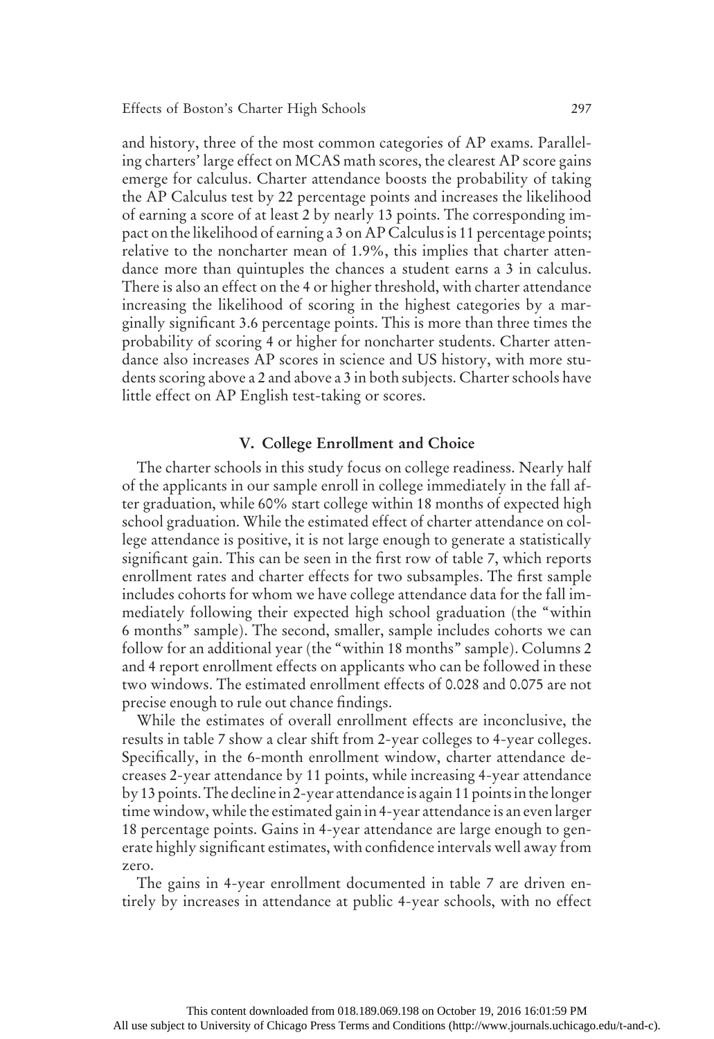and history, three of the most common categories of AP exams. Paralleling charters' large effect on MCAS math scores, the clearest AP score gains emerge for calculus. Charter attendance boosts the probability of taking the AP Calculus test by 22 percentage points and increases the likelihood of earning a score of at least 2 by nearly 13 points. The corresponding impact on the likelihood of earning a 3 on AP Calculus is 11 percentage points; relative to the noncharter mean of 1.9%, this implies that charter attendance more than quintuples the chances a student earns a 3 in calculus. There is also an effect on the 4 or higher threshold, with charter attendance increasing the likelihood of scoring in the highest categories by a marginally significant 3.6 percentage points. This is more than three times the probability of scoring 4 or higher for noncharter students. Charter attendance also increases AP scores in science and US history, with more students scoring above a 2 and above a 3 in both subjects. Charter schools have little effect on AP English test-taking or scores.

## V. College Enrollment and Choice

The charter schools in this study focus on college readiness. Nearly half of the applicants in our sample enroll in college immediately in the fall after graduation, while 60% start college within 18 months of expected high school graduation. While the estimated effect of charter attendance on college attendance is positive, it is not large enough to generate a statistically significant gain. This can be seen in the first row of table 7, which reports enrollment rates and charter effects for two subsamples. The first sample includes cohorts for whom we have college attendance data for the fall immediately following their expected high school graduation (the "within 6 months" sample). The second, smaller, sample includes cohorts we can follow for an additional year (the "within 18 months" sample). Columns 2 and 4 report enrollment effects on applicants who can be followed in these two windows. The estimated enrollment effects of 0.028 and 0.075 are not precise enough to rule out chance findings.

While the estimates of overall enrollment effects are inconclusive, the results in table 7 show a clear shift from 2-year colleges to 4-year colleges. Specifically, in the 6-month enrollment window, charter attendance decreases 2-year attendance by 11 points, while increasing 4-year attendance by 13 points. The decline in 2-year attendance is again 11 points in the longer time window, while the estimated gain in 4-year attendance is an even larger 18 percentage points. Gains in 4-year attendance are large enough to generate highly significant estimates, with confidence intervals well away from zero.

The gains in 4-year enrollment documented in table 7 are driven entirely by increases in attendance at public 4-year schools, with no effect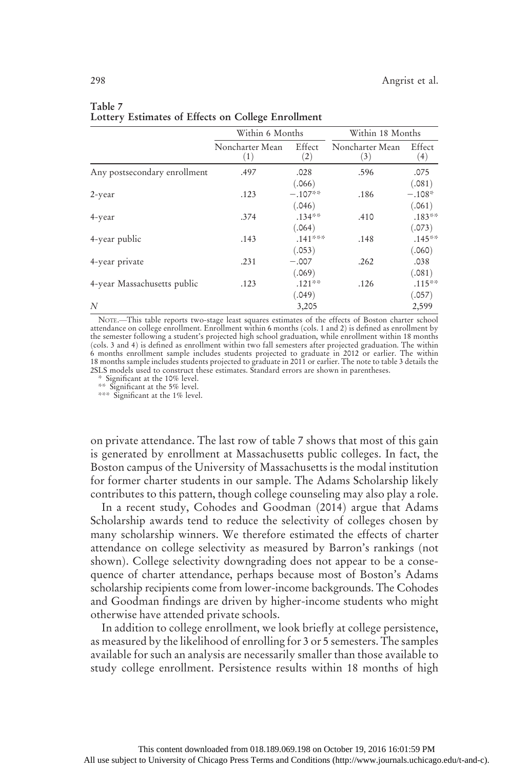**Table 7**
**Lottery Estimates of Effects on College Enrollment**

| | Within 6 Months | | Within 18 Months | |
|---|---|---|---|---|
| | Noncharter Mean (1) | Effect (2) | Noncharter Mean (3) | Effect (4) |
| Any postsecondary enrollment | .497 | .028 | .596 | .075 |
| | | (.066) | | (.081) |
| 2-year | .123 | −.107** | .186 | −.108* |
| | | (.046) | | (.061) |
| 4-year | .374 | .134** | .410 | .183** |
| | | (.064) | | (.073) |
| 4-year public | .143 | .141*** | .148 | .145** |
| | | (.053) | | (.060) |
| 4-year private | .231 | −.007 | .262 | .038 |
| | | (.069) | | (.081) |
| 4-year Massachusetts public | .123 | .121** | .126 | .115** |
| | | (.049) | | (.057) |
| *N* | | 3,205 | | 2,599 |

NOTE.—This table reports two-stage least squares estimates of the effects of Boston charter school attendance on college enrollment. Enrollment within 6 months (cols. 1 and 2) is defined as enrollment by the semester following a student's projected high school graduation, while enrollment within 18 months (cols. 3 and 4) is defined as enrollment within two fall semesters after projected graduation. The within 6 months enrollment sample includes students projected to graduate in 2012 or earlier. The within 18 months sample includes students projected to graduate in 2011 or earlier. The note to table 3 details the 2SLS models used to construct these estimates. Standard errors are shown in parentheses.
\* Significant at the 10% level.
\*\* Significant at the 5% level.
\*\*\* Significant at the 1% level.

on private attendance. The last row of table 7 shows that most of this gain is generated by enrollment at Massachusetts public colleges. In fact, the Boston campus of the University of Massachusetts is the modal institution for former charter students in our sample. The Adams Scholarship likely contributes to this pattern, though college counseling may also play a role.

In a recent study, Cohodes and Goodman (2014) argue that Adams Scholarship awards tend to reduce the selectivity of colleges chosen by many scholarship winners. We therefore estimated the effects of charter attendance on college selectivity as measured by Barron's rankings (not shown). College selectivity downgrading does not appear to be a consequence of charter attendance, perhaps because most of Boston's Adams scholarship recipients come from lower-income backgrounds. The Cohodes and Goodman findings are driven by higher-income students who might otherwise have attended private schools.

In addition to college enrollment, we look briefly at college persistence, as measured by the likelihood of enrolling for 3 or 5 semesters. The samples available for such an analysis are necessarily smaller than those available to study college enrollment. Persistence results within 18 months of high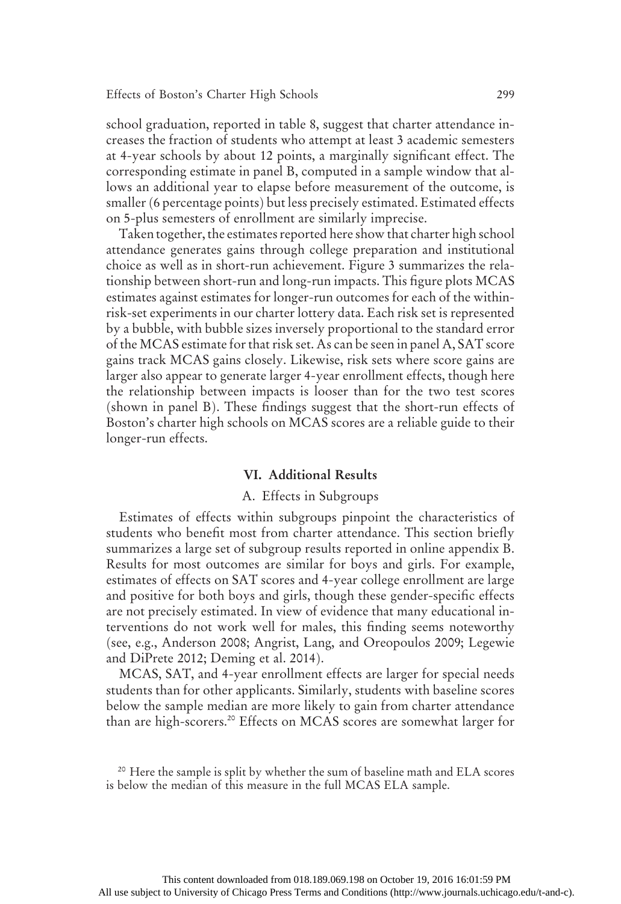school graduation, reported in table 8, suggest that charter attendance increases the fraction of students who attempt at least 3 academic semesters at 4-year schools by about 12 points, a marginally significant effect. The corresponding estimate in panel B, computed in a sample window that allows an additional year to elapse before measurement of the outcome, is smaller (6 percentage points) but less precisely estimated. Estimated effects on 5-plus semesters of enrollment are similarly imprecise.

Taken together, the estimates reported here show that charter high school attendance generates gains through college preparation and institutional choice as well as in short-run achievement. Figure 3 summarizes the relationship between short-run and long-run impacts. This figure plots MCAS estimates against estimates for longer-run outcomes for each of the within-risk-set experiments in our charter lottery data. Each risk set is represented by a bubble, with bubble sizes inversely proportional to the standard error of the MCAS estimate for that risk set. As can be seen in panel A, SAT score gains track MCAS gains closely. Likewise, risk sets where score gains are larger also appear to generate larger 4-year enrollment effects, though here the relationship between impacts is looser than for the two test scores (shown in panel B). These findings suggest that the short-run effects of Boston's charter high schools on MCAS scores are a reliable guide to their longer-run effects.

## VI. Additional Results

### A. Effects in Subgroups

Estimates of effects within subgroups pinpoint the characteristics of students who benefit most from charter attendance. This section briefly summarizes a large set of subgroup results reported in online appendix B. Results for most outcomes are similar for boys and girls. For example, estimates of effects on SAT scores and 4-year college enrollment are large and positive for both boys and girls, though these gender-specific effects are not precisely estimated. In view of evidence that many educational interventions do not work well for males, this finding seems noteworthy (see, e.g., Anderson 2008; Angrist, Lang, and Oreopoulos 2009; Legewie and DiPrete 2012; Deming et al. 2014).

MCAS, SAT, and 4-year enrollment effects are larger for special needs students than for other applicants. Similarly, students with baseline scores below the sample median are more likely to gain from charter attendance than are high-scorers.[20] Effects on MCAS scores are somewhat larger for

[20] Here the sample is split by whether the sum of baseline math and ELA scores is below the median of this measure in the full MCAS ELA sample.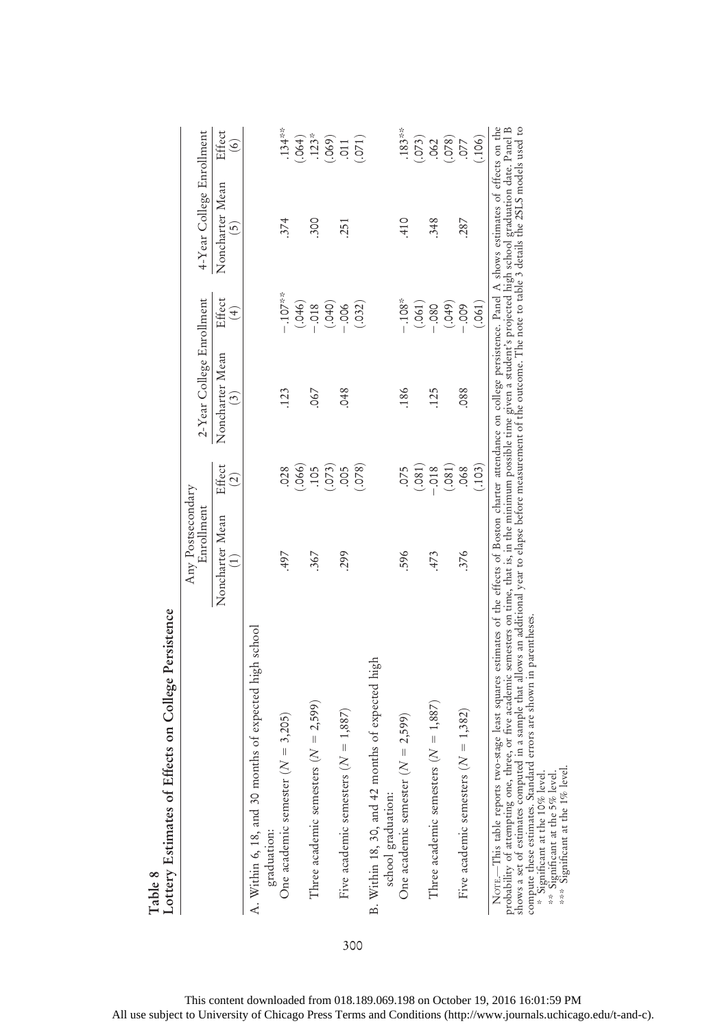**Table 8**
**Lottery Estimates of Effects on College Persistence**

| | Any Postsecondary Enrollment | | 2-Year College Enrollment | | 4-Year College Enrollment | |
|---|---|---|---|---|---|---|
| | Noncharter Mean (1) | Effect (2) | Noncharter Mean (3) | Effect (4) | Noncharter Mean (5) | Effect (6) |
| A. Within 6, 18, and 30 months of expected high school graduation: | | | | | | |
| One academic semester ($N$ = 3,205) | .497 | .028 | .123 | −.107** | .374 | .134** |
| | | (.066) | | (.046) | | (.064) |
| Three academic semesters ($N$ = 2,599) | .367 | .105 | .067 | −.018 | .300 | .123* |
| | | (.073) | | (.040) | | (.069) |
| Five academic semesters ($N$ = 1,887) | .299 | .005 | .048 | −.006 | .251 | .011 |
| | | (.078) | | (.032) | | (.071) |
| B. Within 18, 30, and 42 months of expected high school graduation: | | | | | | |
| One academic semester ($N$ = 2,599) | .596 | .075 | .186 | −.108* | .410 | .183** |
| | | (.081) | | (.061) | | (.073) |
| Three academic semesters ($N$ = 1,887) | .473 | −.018 | .125 | −.080 | .348 | .062 |
| | | (.081) | | (.049) | | (.078) |
| Five academic semesters ($N$ = 1,382) | .376 | .068 | .088 | −.009 | .287 | .077 |
| | | (.103) | | (.061) | | (.106) |

Note.—This table reports two-stage least squares estimates of the effects of Boston charter attendance on college persistence. Panel A shows estimates of effects on the probability of attempting one, three, or five academic semesters on time, that is, in the minimum possible time given a student's projected high school graduation date. Panel B shows a set of estimates computed in a sample that allows an additional year to elapse before measurement of the outcome. The note to table 3 details the 2SLS models used to compute these estimates. Standard errors are shown in parentheses.
\* Significant at the 10% level.
\*\* Significant at the 5% level.
\*\*\* Significant at the 1% level.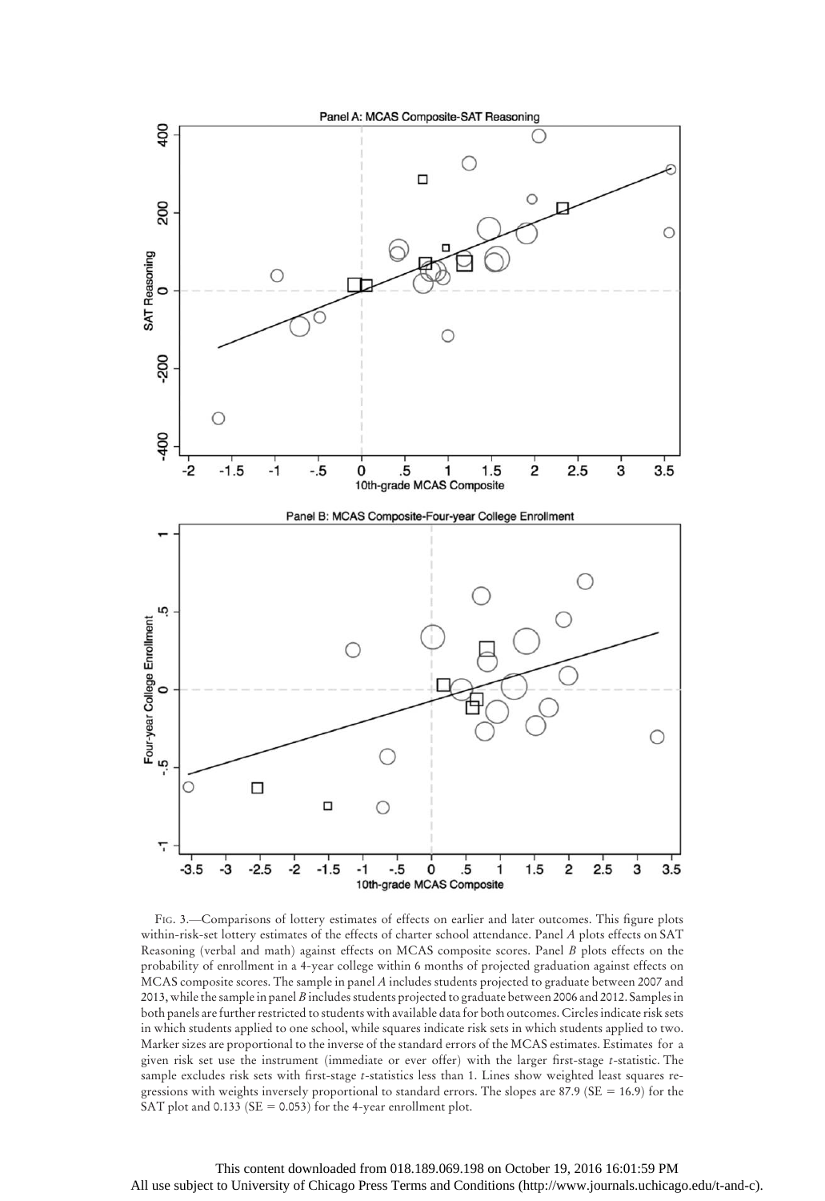FIG. 3.—Comparisons of lottery estimates of effects on earlier and later outcomes. This figure plots within-risk-set lottery estimates of the effects of charter school attendance. Panel *A* plots effects on SAT Reasoning (verbal and math) against effects on MCAS composite scores. Panel *B* plots effects on the probability of enrollment in a 4-year college within 6 months of projected graduation against effects on MCAS composite scores. The sample in panel *A* includes students projected to graduate between 2007 and 2013, while the sample in panel *B* includes students projected to graduate between 2006 and 2012. Samples in both panels are further restricted to students with available data for both outcomes. Circles indicate risk sets in which students applied to one school, while squares indicate risk sets in which students applied to two. Marker sizes are proportional to the inverse of the standard errors of the MCAS estimates. Estimates for a given risk set use the instrument (immediate or ever offer) with the larger first-stage *t*-statistic. The sample excludes risk sets with first-stage *t*-statistics less than 1. Lines show weighted least squares regressions with weights inversely proportional to standard errors. The slopes are 87.9 (SE = 16.9) for the SAT plot and 0.133 (SE = 0.053) for the 4-year enrollment plot.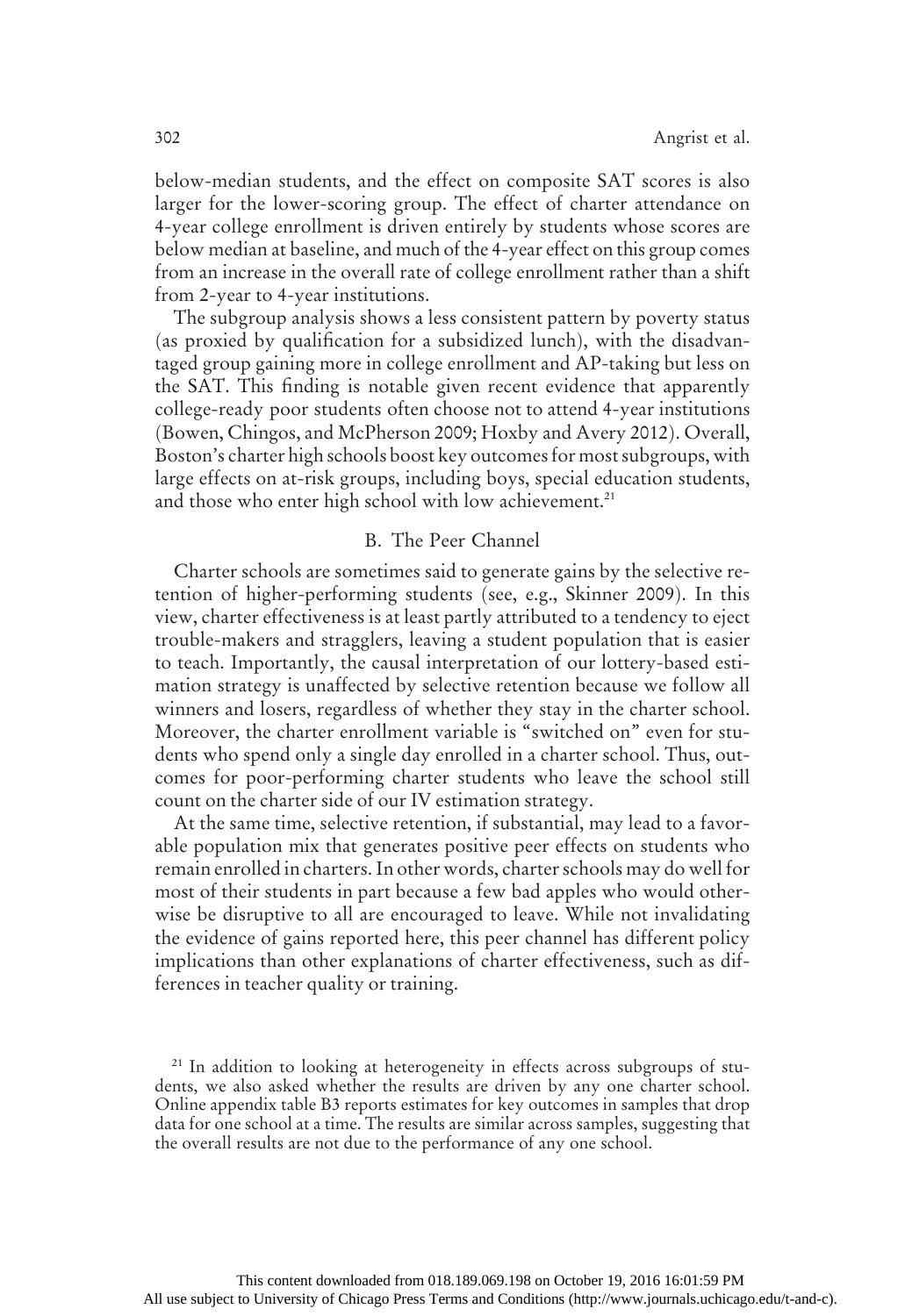below-median students, and the effect on composite SAT scores is also larger for the lower-scoring group. The effect of charter attendance on 4-year college enrollment is driven entirely by students whose scores are below median at baseline, and much of the 4-year effect on this group comes from an increase in the overall rate of college enrollment rather than a shift from 2-year to 4-year institutions.

The subgroup analysis shows a less consistent pattern by poverty status (as proxied by qualification for a subsidized lunch), with the disadvantaged group gaining more in college enrollment and AP-taking but less on the SAT. This finding is notable given recent evidence that apparently college-ready poor students often choose not to attend 4-year institutions (Bowen, Chingos, and McPherson 2009; Hoxby and Avery 2012). Overall, Boston's charter high schools boost key outcomes for most subgroups, with large effects on at-risk groups, including boys, special education students, and those who enter high school with low achievement.[21]

## B. The Peer Channel

Charter schools are sometimes said to generate gains by the selective retention of higher-performing students (see, e.g., Skinner 2009). In this view, charter effectiveness is at least partly attributed to a tendency to eject trouble-makers and stragglers, leaving a student population that is easier to teach. Importantly, the causal interpretation of our lottery-based estimation strategy is unaffected by selective retention because we follow all winners and losers, regardless of whether they stay in the charter school. Moreover, the charter enrollment variable is "switched on" even for students who spend only a single day enrolled in a charter school. Thus, outcomes for poor-performing charter students who leave the school still count on the charter side of our IV estimation strategy.

At the same time, selective retention, if substantial, may lead to a favorable population mix that generates positive peer effects on students who remain enrolled in charters. In other words, charter schools may do well for most of their students in part because a few bad apples who would otherwise be disruptive to all are encouraged to leave. While not invalidating the evidence of gains reported here, this peer channel has different policy implications than other explanations of charter effectiveness, such as differences in teacher quality or training.

[21] In addition to looking at heterogeneity in effects across subgroups of students, we also asked whether the results are driven by any one charter school. Online appendix table B3 reports estimates for key outcomes in samples that drop data for one school at a time. The results are similar across samples, suggesting that the overall results are not due to the performance of any one school.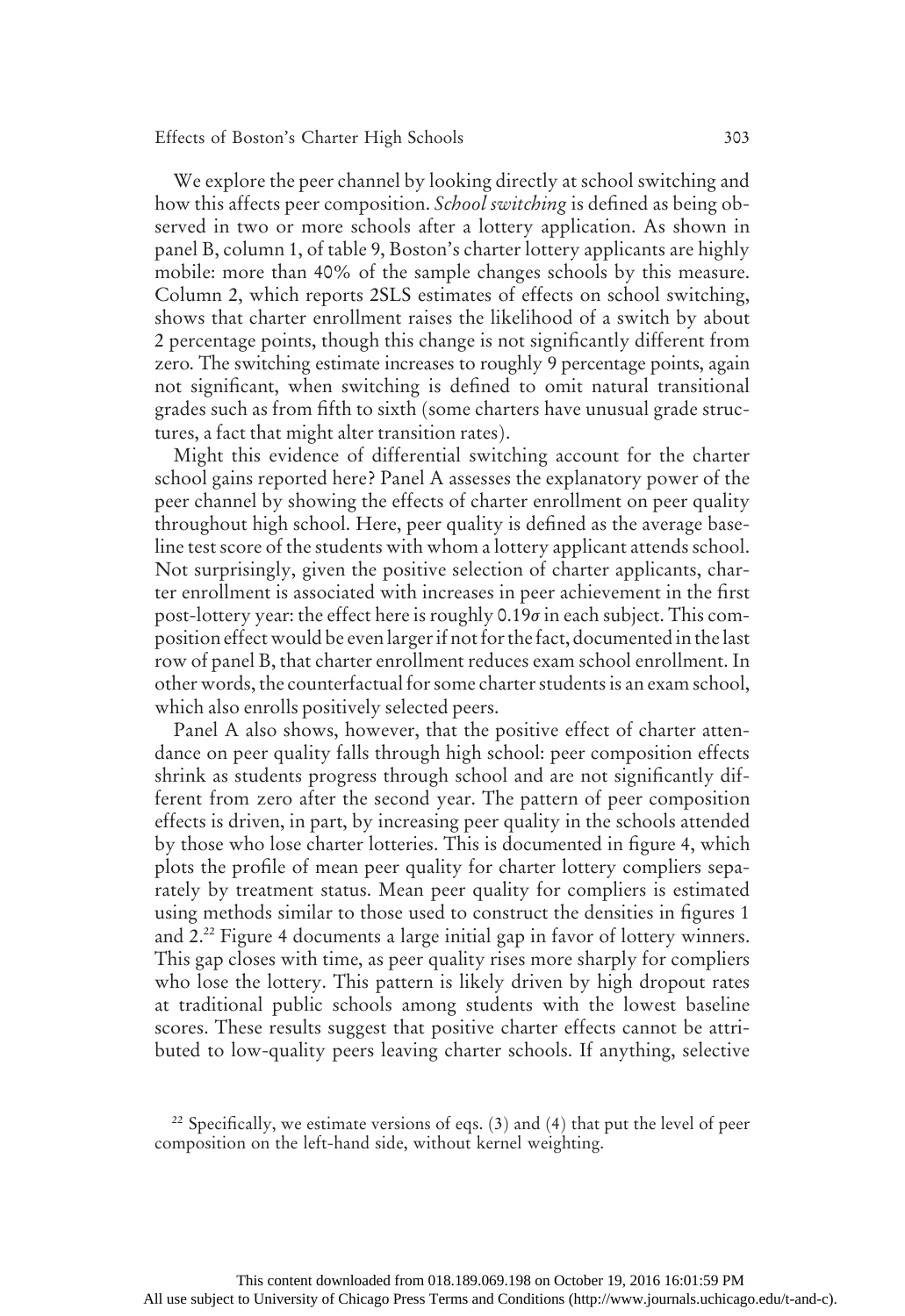We explore the peer channel by looking directly at school switching and how this affects peer composition. *School switching* is defined as being observed in two or more schools after a lottery application. As shown in panel B, column 1, of table 9, Boston's charter lottery applicants are highly mobile: more than 40% of the sample changes schools by this measure. Column 2, which reports 2SLS estimates of effects on school switching, shows that charter enrollment raises the likelihood of a switch by about 2 percentage points, though this change is not significantly different from zero. The switching estimate increases to roughly 9 percentage points, again not significant, when switching is defined to omit natural transitional grades such as from fifth to sixth (some charters have unusual grade structures, a fact that might alter transition rates).

Might this evidence of differential switching account for the charter school gains reported here? Panel A assesses the explanatory power of the peer channel by showing the effects of charter enrollment on peer quality throughout high school. Here, peer quality is defined as the average baseline test score of the students with whom a lottery applicant attends school. Not surprisingly, given the positive selection of charter applicants, charter enrollment is associated with increases in peer achievement in the first post-lottery year: the effect here is roughly $0.19\sigma$ in each subject. This composition effect would be even larger if not for the fact, documented in the last row of panel B, that charter enrollment reduces exam school enrollment. In other words, the counterfactual for some charter students is an exam school, which also enrolls positively selected peers.

Panel A also shows, however, that the positive effect of charter attendance on peer quality falls through high school: peer composition effects shrink as students progress through school and are not significantly different from zero after the second year. The pattern of peer composition effects is driven, in part, by increasing peer quality in the schools attended by those who lose charter lotteries. This is documented in figure 4, which plots the profile of mean peer quality for charter lottery compliers separately by treatment status. Mean peer quality for compliers is estimated using methods similar to those used to construct the densities in figures 1 and 2.[22] Figure 4 documents a large initial gap in favor of lottery winners. This gap closes with time, as peer quality rises more sharply for compliers who lose the lottery. This pattern is likely driven by high dropout rates at traditional public schools among students with the lowest baseline scores. These results suggest that positive charter effects cannot be attributed to low-quality peers leaving charter schools. If anything, selective

[22] Specifically, we estimate versions of eqs. (3) and (4) that put the level of peer composition on the left-hand side, without kernel weighting.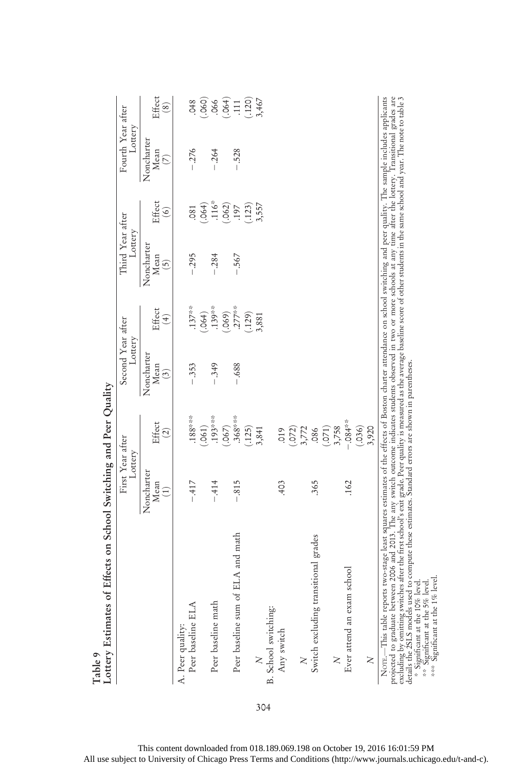**Table 9**
**Lottery Estimates of Effects on School Switching and Peer Quality**

| | First Year after Lottery | | Second Year after Lottery | | Third Year after Lottery | | Fourth Year after Lottery | |
|---|---|---|---|---|---|---|---|---|
| | Noncharter Mean (1) | Effect (2) | Noncharter Mean (3) | Effect (4) | Noncharter Mean (5) | Effect (6) | Noncharter Mean (7) | Effect (8) |
| A. Peer quality: | | | | | | | | |
| Peer baseline ELA | −.417 | .188*** | −.353 | .137** | −.295 | .081 | −.276 | .048 |
| | | (.061) | | (.064) | | (.064) | | (.060) |
| Peer baseline math | −.414 | .193*** | −.349 | .139** | −.284 | .116* | −.264 | .066 |
| | | (.067) | | (.069) | | (.062) | | (.064) |
| Peer baseline sum of ELA and math | −.815 | .368*** | −.688 | .277** | −.567 | .197 | −.528 | .111 |
| | | (.125) | | (.129) | | (.123) | | (.120) |
| *N* | | 3,841 | | 3,881 | | 3,557 | | 3,467 |
| B. School switching: | | | | | | | | |
| Any switch | .403 | .019 | | | | | | |
| | | (.072) | | | | | | |
| *N* | | 3,772 | | | | | | |
| Switch excluding transitional grades | .365 | .086 | | | | | | |
| | | (.071) | | | | | | |
| *N* | | 3,758 | | | | | | |
| Ever attend an exam school | .162 | −.084** | | | | | | |
| | | (.036) | | | | | | |
| *N* | | 3,920 | | | | | | |

Note.—This table reports two-stage least squares estimates of the effects of Boston charter attendance on school switching and peer quality. The sample includes applicants projected to graduate between 2006 and 2013. The any switch outcome indicates students observed in two or more schools at any time after the lottery. Transitional grades are excluding by omitting switches after the first school's exit grade. Peer quality is measured as the average baseline score of other students in the same school and year. The note to table 3 details the 2SLS models used to compute these estimates. Standard errors are shown in parentheses.
\* Significant at the 10% level.
\*\* Significant at the 5% level.
\*\*\* Significant at the 1% level.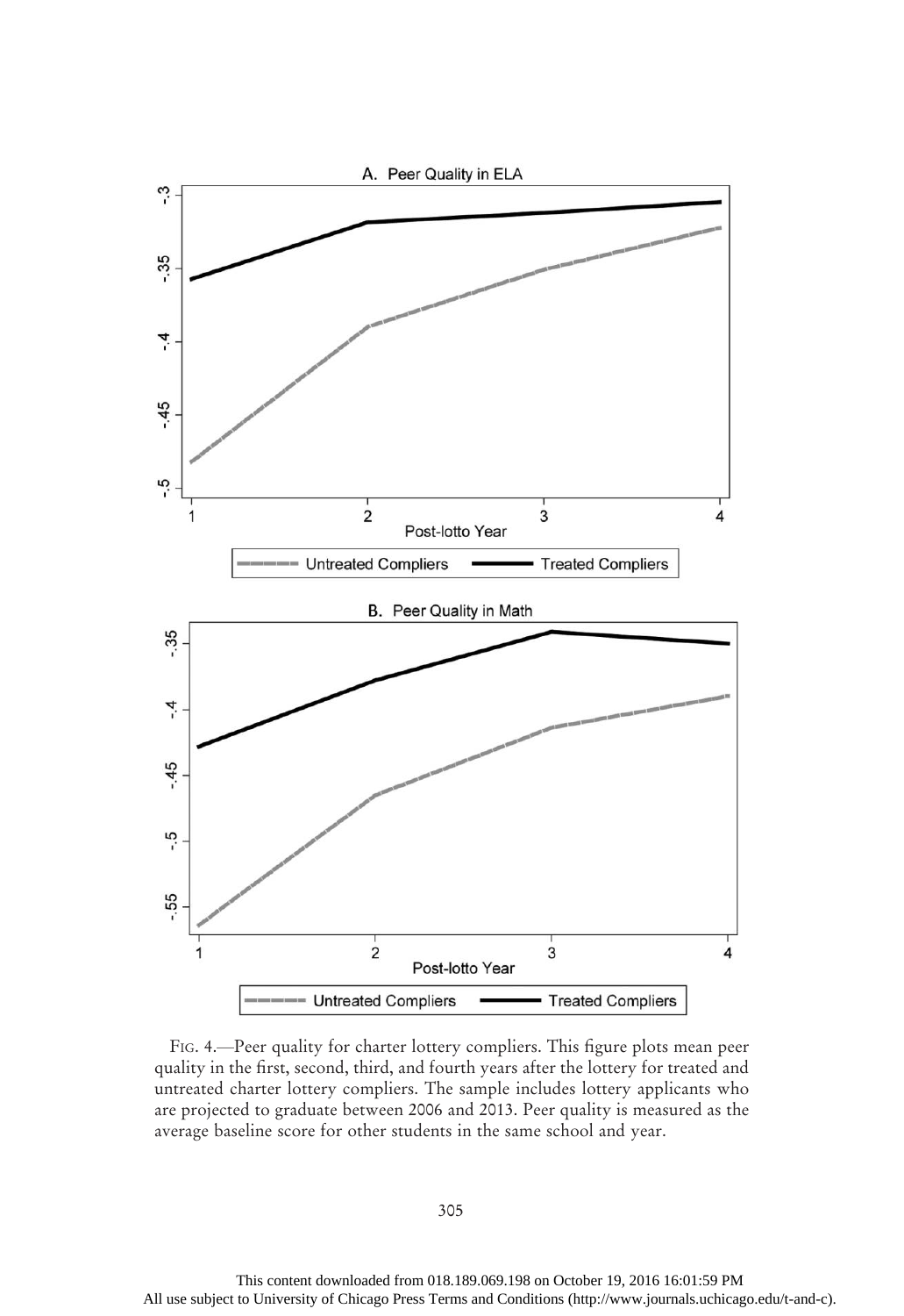Fig. 4.—Peer quality for charter lottery compliers. This figure plots mean peer quality in the first, second, third, and fourth years after the lottery for treated and untreated charter lottery compliers. The sample includes lottery applicants who are projected to graduate between 2006 and 2013. Peer quality is measured as the average baseline score for other students in the same school and year.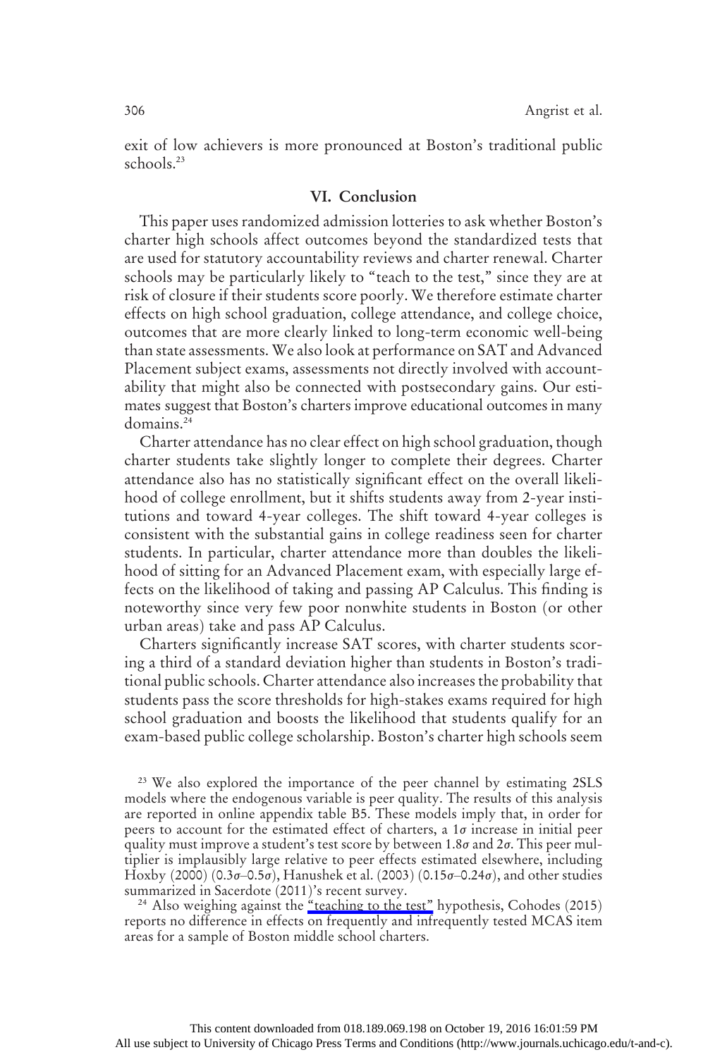exit of low achievers is more pronounced at Boston's traditional public schools.[23]

## VI. Conclusion

This paper uses randomized admission lotteries to ask whether Boston's charter high schools affect outcomes beyond the standardized tests that are used for statutory accountability reviews and charter renewal. Charter schools may be particularly likely to "teach to the test," since they are at risk of closure if their students score poorly. We therefore estimate charter effects on high school graduation, college attendance, and college choice, outcomes that are more clearly linked to long-term economic well-being than state assessments. We also look at performance on SAT and Advanced Placement subject exams, assessments not directly involved with accountability that might also be connected with postsecondary gains. Our estimates suggest that Boston's charters improve educational outcomes in many domains.[24]

Charter attendance has no clear effect on high school graduation, though charter students take slightly longer to complete their degrees. Charter attendance also has no statistically significant effect on the overall likelihood of college enrollment, but it shifts students away from 2-year institutions and toward 4-year colleges. The shift toward 4-year colleges is consistent with the substantial gains in college readiness seen for charter students. In particular, charter attendance more than doubles the likelihood of sitting for an Advanced Placement exam, with especially large effects on the likelihood of taking and passing AP Calculus. This finding is noteworthy since very few poor nonwhite students in Boston (or other urban areas) take and pass AP Calculus.

Charters significantly increase SAT scores, with charter students scoring a third of a standard deviation higher than students in Boston's traditional public schools. Charter attendance also increases the probability that students pass the score thresholds for high-stakes exams required for high school graduation and boosts the likelihood that students qualify for an exam-based public college scholarship. Boston's charter high schools seem

[23] We also explored the importance of the peer channel by estimating 2SLS models where the endogenous variable is peer quality. The results of this analysis are reported in online appendix table B5. These models imply that, in order for peers to account for the estimated effect of charters, a $1\sigma$ increase in initial peer quality must improve a student's test score by between $1.8\sigma$ and $2\sigma$. This peer multiplier is implausibly large relative to peer effects estimated elsewhere, including Hoxby (2000) ($0.3\sigma$–$0.5\sigma$), Hanushek et al. (2003) ($0.15\sigma$–$0.24\sigma$), and other studies summarized in Sacerdote (2011)'s recent survey.

[24] Also weighing against the "teaching to the test" hypothesis, Cohodes (2015) reports no difference in effects on frequently and infrequently tested MCAS item areas for a sample of Boston middle school charters.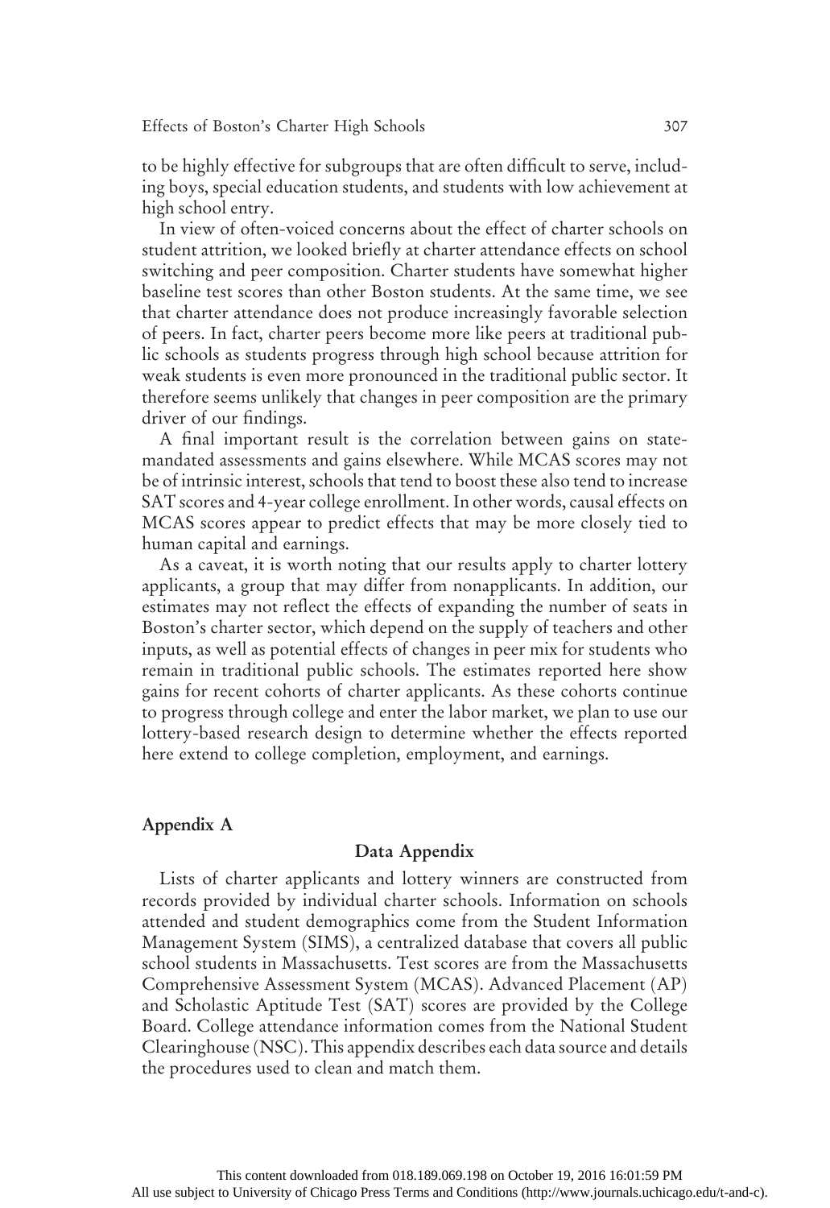to be highly effective for subgroups that are often difficult to serve, including boys, special education students, and students with low achievement at high school entry.

In view of often-voiced concerns about the effect of charter schools on student attrition, we looked briefly at charter attendance effects on school switching and peer composition. Charter students have somewhat higher baseline test scores than other Boston students. At the same time, we see that charter attendance does not produce increasingly favorable selection of peers. In fact, charter peers become more like peers at traditional public schools as students progress through high school because attrition for weak students is even more pronounced in the traditional public sector. It therefore seems unlikely that changes in peer composition are the primary driver of our findings.

A final important result is the correlation between gains on state-mandated assessments and gains elsewhere. While MCAS scores may not be of intrinsic interest, schools that tend to boost these also tend to increase SAT scores and 4-year college enrollment. In other words, causal effects on MCAS scores appear to predict effects that may be more closely tied to human capital and earnings.

As a caveat, it is worth noting that our results apply to charter lottery applicants, a group that may differ from nonapplicants. In addition, our estimates may not reflect the effects of expanding the number of seats in Boston's charter sector, which depend on the supply of teachers and other inputs, as well as potential effects of changes in peer mix for students who remain in traditional public schools. The estimates reported here show gains for recent cohorts of charter applicants. As these cohorts continue to progress through college and enter the labor market, we plan to use our lottery-based research design to determine whether the effects reported here extend to college completion, employment, and earnings.

## Appendix A

### Data Appendix

Lists of charter applicants and lottery winners are constructed from records provided by individual charter schools. Information on schools attended and student demographics come from the Student Information Management System (SIMS), a centralized database that covers all public school students in Massachusetts. Test scores are from the Massachusetts Comprehensive Assessment System (MCAS). Advanced Placement (AP) and Scholastic Aptitude Test (SAT) scores are provided by the College Board. College attendance information comes from the National Student Clearinghouse (NSC). This appendix describes each data source and details the procedures used to clean and match them.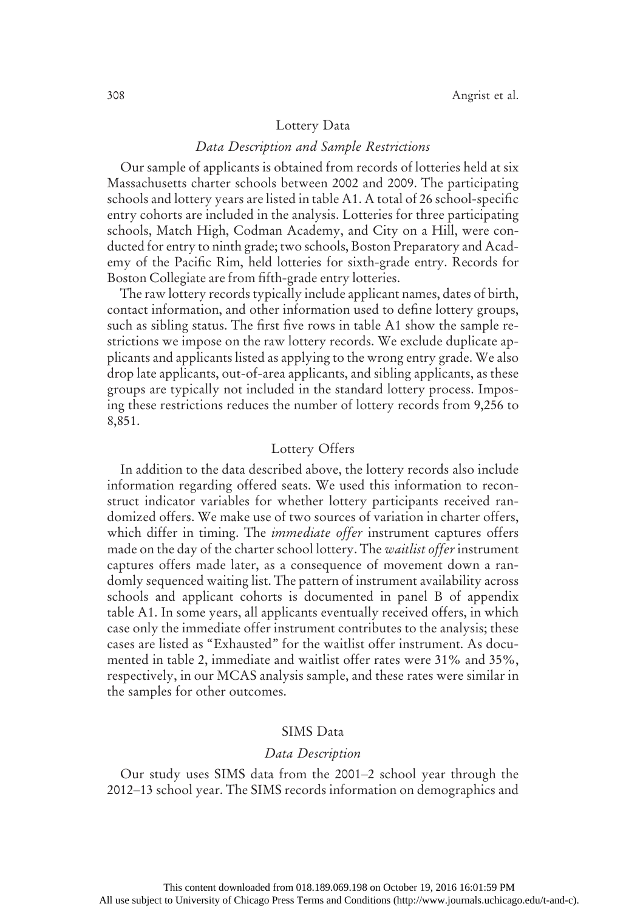## Lottery Data

### *Data Description and Sample Restrictions*

Our sample of applicants is obtained from records of lotteries held at six Massachusetts charter schools between 2002 and 2009. The participating schools and lottery years are listed in table A1. A total of 26 school-specific entry cohorts are included in the analysis. Lotteries for three participating schools, Match High, Codman Academy, and City on a Hill, were conducted for entry to ninth grade; two schools, Boston Preparatory and Academy of the Pacific Rim, held lotteries for sixth-grade entry. Records for Boston Collegiate are from fifth-grade entry lotteries.

The raw lottery records typically include applicant names, dates of birth, contact information, and other information used to define lottery groups, such as sibling status. The first five rows in table A1 show the sample restrictions we impose on the raw lottery records. We exclude duplicate applicants and applicants listed as applying to the wrong entry grade. We also drop late applicants, out-of-area applicants, and sibling applicants, as these groups are typically not included in the standard lottery process. Imposing these restrictions reduces the number of lottery records from 9,256 to 8,851.

### Lottery Offers

In addition to the data described above, the lottery records also include information regarding offered seats. We used this information to reconstruct indicator variables for whether lottery participants received randomized offers. We make use of two sources of variation in charter offers, which differ in timing. The *immediate offer* instrument captures offers made on the day of the charter school lottery. The *waitlist offer* instrument captures offers made later, as a consequence of movement down a randomly sequenced waiting list. The pattern of instrument availability across schools and applicant cohorts is documented in panel B of appendix table A1. In some years, all applicants eventually received offers, in which case only the immediate offer instrument contributes to the analysis; these cases are listed as "Exhausted" for the waitlist offer instrument. As documented in table 2, immediate and waitlist offer rates were 31% and 35%, respectively, in our MCAS analysis sample, and these rates were similar in the samples for other outcomes.

## SIMS Data

### *Data Description*

Our study uses SIMS data from the 2001–2 school year through the 2012–13 school year. The SIMS records information on demographics and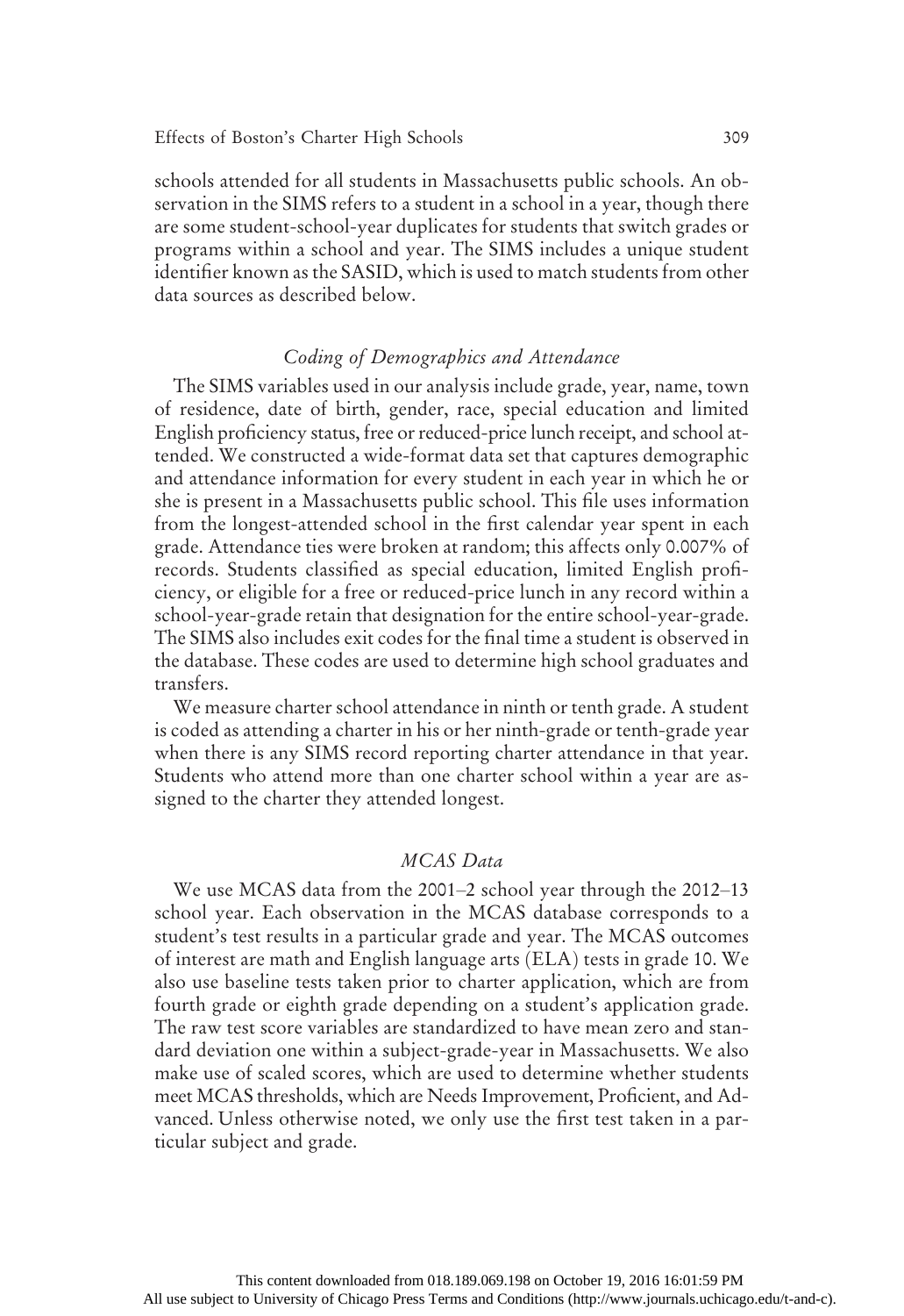schools attended for all students in Massachusetts public schools. An observation in the SIMS refers to a student in a school in a year, though there are some student-school-year duplicates for students that switch grades or programs within a school and year. The SIMS includes a unique student identifier known as the SASID, which is used to match students from other data sources as described below.

### *Coding of Demographics and Attendance*

The SIMS variables used in our analysis include grade, year, name, town of residence, date of birth, gender, race, special education and limited English proficiency status, free or reduced-price lunch receipt, and school attended. We constructed a wide-format data set that captures demographic and attendance information for every student in each year in which he or she is present in a Massachusetts public school. This file uses information from the longest-attended school in the first calendar year spent in each grade. Attendance ties were broken at random; this affects only 0.007% of records. Students classified as special education, limited English proficiency, or eligible for a free or reduced-price lunch in any record within a school-year-grade retain that designation for the entire school-year-grade. The SIMS also includes exit codes for the final time a student is observed in the database. These codes are used to determine high school graduates and transfers.

We measure charter school attendance in ninth or tenth grade. A student is coded as attending a charter in his or her ninth-grade or tenth-grade year when there is any SIMS record reporting charter attendance in that year. Students who attend more than one charter school within a year are assigned to the charter they attended longest.

### *MCAS Data*

We use MCAS data from the 2001–2 school year through the 2012–13 school year. Each observation in the MCAS database corresponds to a student's test results in a particular grade and year. The MCAS outcomes of interest are math and English language arts (ELA) tests in grade 10. We also use baseline tests taken prior to charter application, which are from fourth grade or eighth grade depending on a student's application grade. The raw test score variables are standardized to have mean zero and standard deviation one within a subject-grade-year in Massachusetts. We also make use of scaled scores, which are used to determine whether students meet MCAS thresholds, which are Needs Improvement, Proficient, and Advanced. Unless otherwise noted, we only use the first test taken in a particular subject and grade.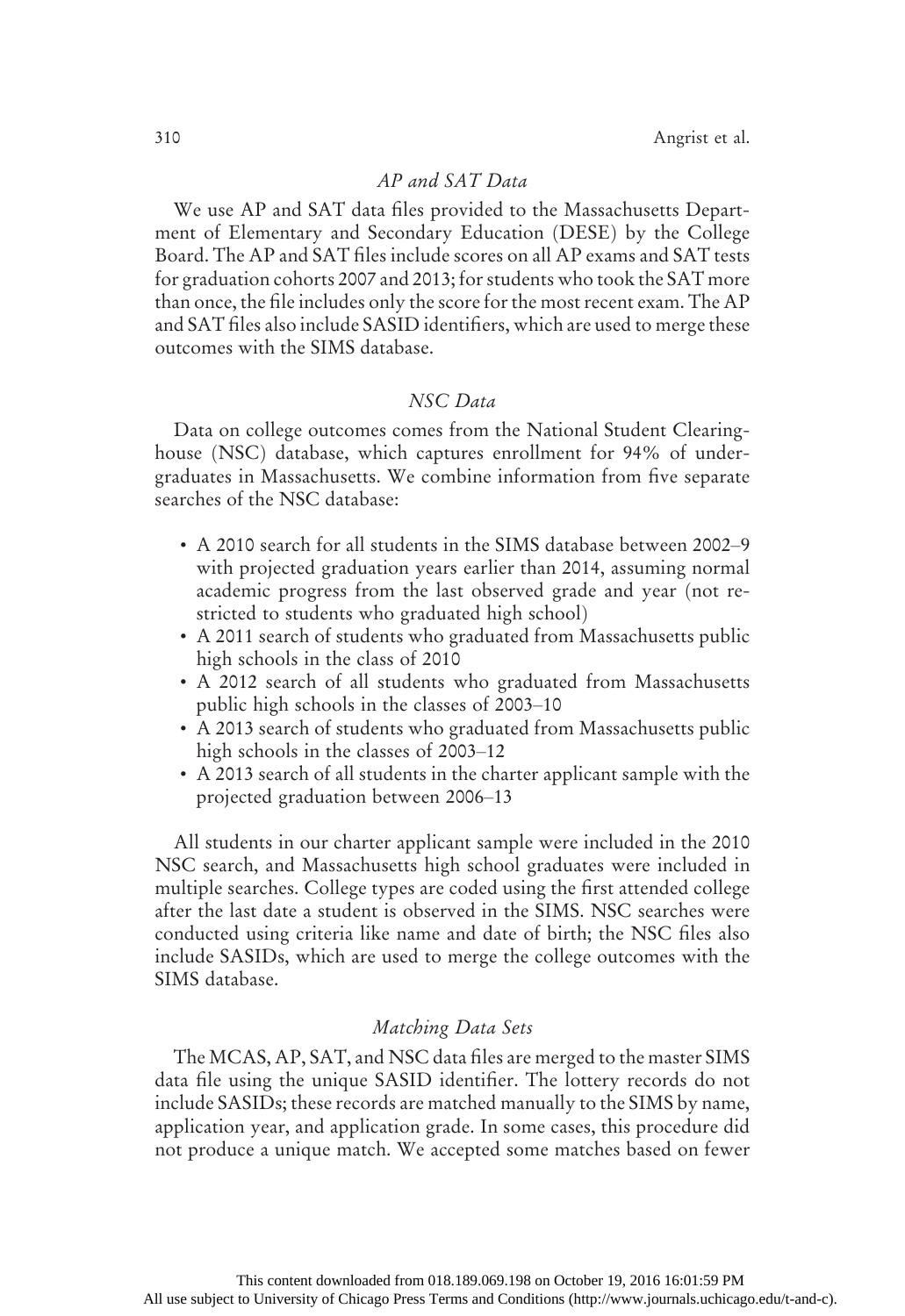### *AP and SAT Data*

We use AP and SAT data files provided to the Massachusetts Department of Elementary and Secondary Education (DESE) by the College Board. The AP and SAT files include scores on all AP exams and SAT tests for graduation cohorts 2007 and 2013; for students who took the SAT more than once, the file includes only the score for the most recent exam. The AP and SAT files also include SASID identifiers, which are used to merge these outcomes with the SIMS database.

### *NSC Data*

Data on college outcomes comes from the National Student Clearinghouse (NSC) database, which captures enrollment for 94% of undergraduates in Massachusetts. We combine information from five separate searches of the NSC database:

- A 2010 search for all students in the SIMS database between 2002–9 with projected graduation years earlier than 2014, assuming normal academic progress from the last observed grade and year (not restricted to students who graduated high school)
- A 2011 search of students who graduated from Massachusetts public high schools in the class of 2010
- A 2012 search of all students who graduated from Massachusetts public high schools in the classes of 2003–10
- A 2013 search of students who graduated from Massachusetts public high schools in the classes of 2003–12
- A 2013 search of all students in the charter applicant sample with the projected graduation between 2006–13

All students in our charter applicant sample were included in the 2010 NSC search, and Massachusetts high school graduates were included in multiple searches. College types are coded using the first attended college after the last date a student is observed in the SIMS. NSC searches were conducted using criteria like name and date of birth; the NSC files also include SASIDs, which are used to merge the college outcomes with the SIMS database.

### *Matching Data Sets*

The MCAS, AP, SAT, and NSC data files are merged to the master SIMS data file using the unique SASID identifier. The lottery records do not include SASIDs; these records are matched manually to the SIMS by name, application year, and application grade. In some cases, this procedure did not produce a unique match. We accepted some matches based on fewer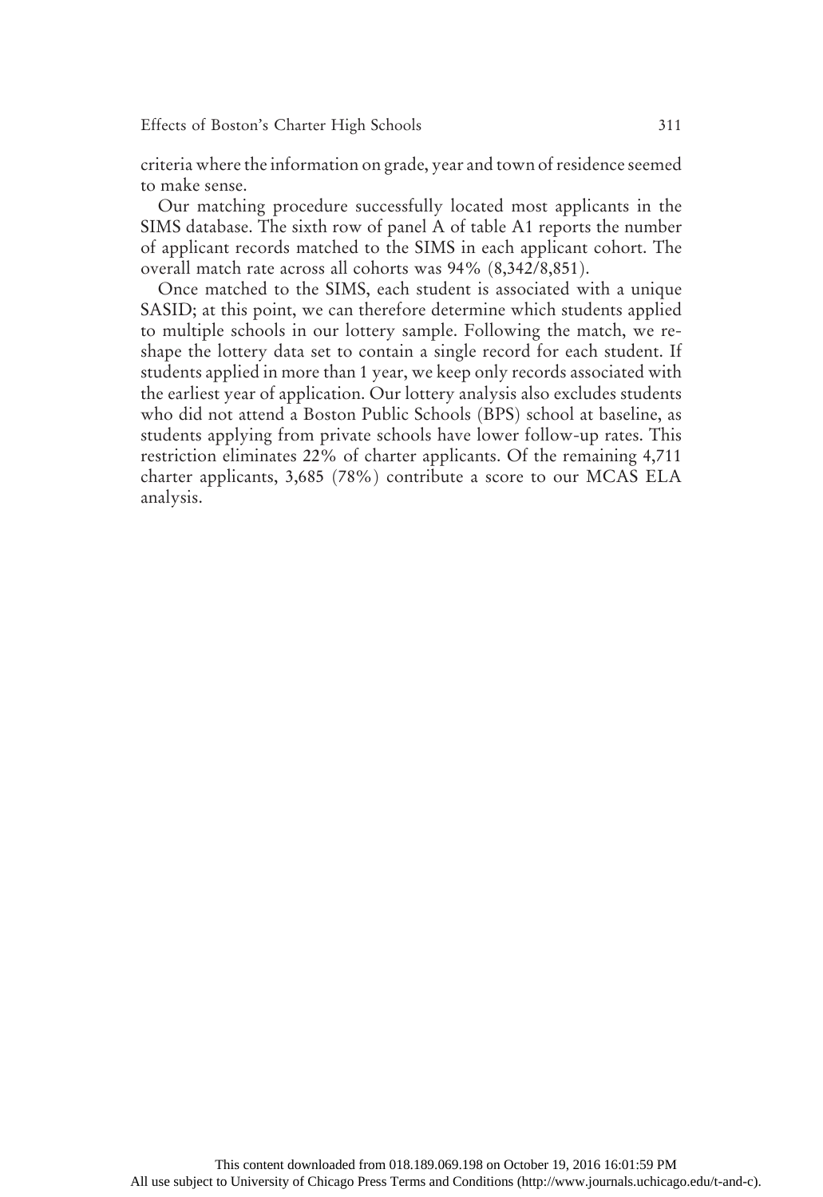criteria where the information on grade, year and town of residence seemed to make sense.

Our matching procedure successfully located most applicants in the SIMS database. The sixth row of panel A of table A1 reports the number of applicant records matched to the SIMS in each applicant cohort. The overall match rate across all cohorts was 94% (8,342/8,851).

Once matched to the SIMS, each student is associated with a unique SASID; at this point, we can therefore determine which students applied to multiple schools in our lottery sample. Following the match, we reshape the lottery data set to contain a single record for each student. If students applied in more than 1 year, we keep only records associated with the earliest year of application. Our lottery analysis also excludes students who did not attend a Boston Public Schools (BPS) school at baseline, as students applying from private schools have lower follow-up rates. This restriction eliminates 22% of charter applicants. Of the remaining 4,711 charter applicants, 3,685 (78%) contribute a score to our MCAS ELA analysis.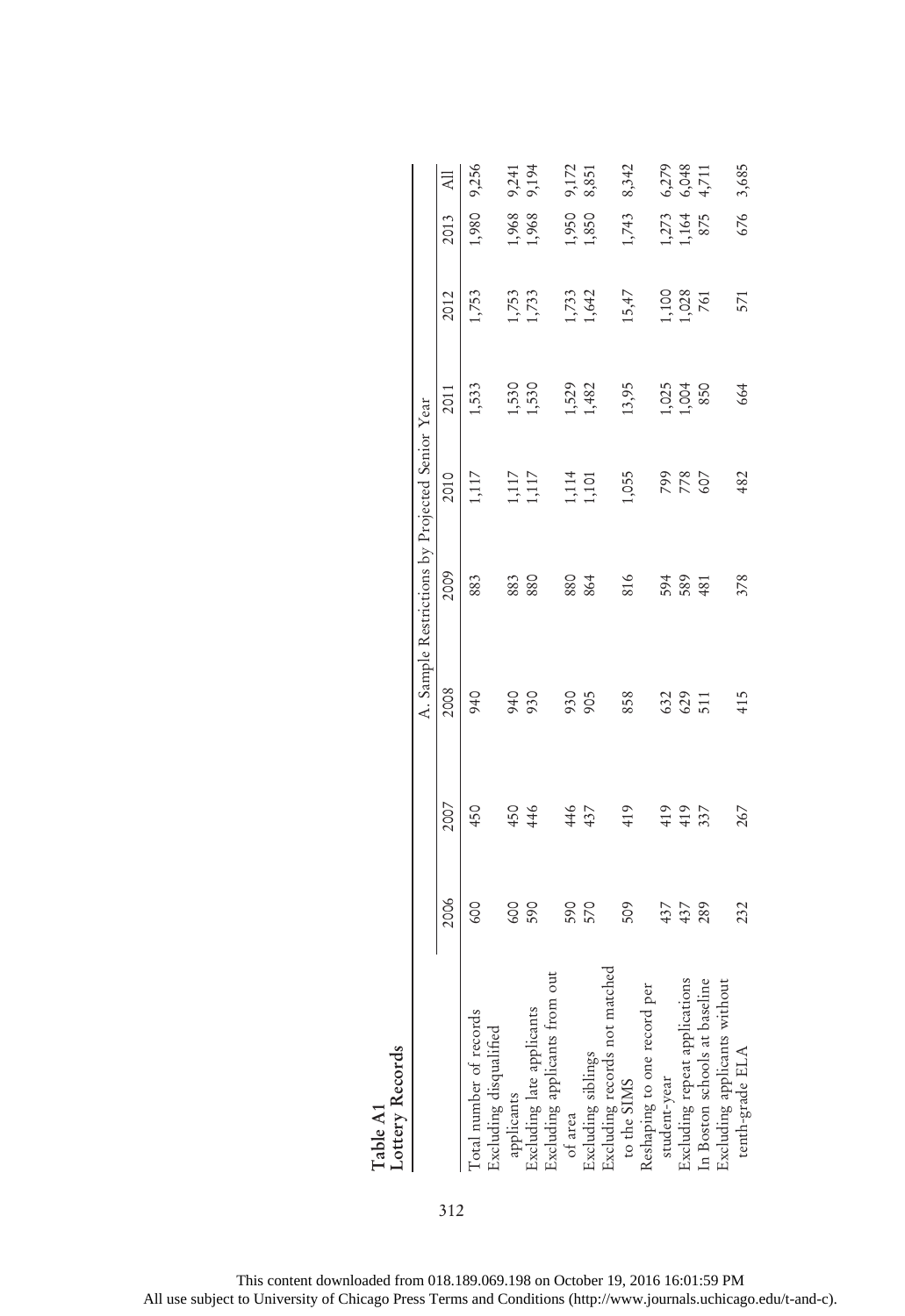**Table A1**
**Lottery Records**

| | A. Sample Restrictions by Projected Senior Year | | | | | | | | |
|---|---|---|---|---|---|---|---|---|---|
| | 2006 | 2007 | 2008 | 2009 | 2010 | 2011 | 2012 | 2013 | All |
| Total number of records | 600 | 450 | 940 | 883 | 1,117 | 1,533 | 1,753 | 1,980 | 9,256 |
| Excluding disqualified applicants | 600 | 450 | 940 | 883 | 1,117 | 1,530 | 1,753 | 1,968 | 9,241 |
| Excluding late applicants | 590 | 446 | 930 | 880 | 1,117 | 1,530 | 1,733 | 1,968 | 9,194 |
| Excluding applicants from out of area | 590 | 446 | 930 | 880 | 1,114 | 1,529 | 1,733 | 1,950 | 9,172 |
| Excluding siblings | 570 | 437 | 905 | 864 | 1,101 | 1,482 | 1,642 | 1,850 | 8,851 |
| Excluding records not matched to the SIMS | 509 | 419 | 858 | 816 | 1,055 | 13,95 | 15,47 | 1,743 | 8,342 |
| Reshaping to one record per student-year | 437 | 419 | 632 | 594 | 799 | 1,025 | 1,100 | 1,273 | 6,279 |
| Excluding repeat applications | 437 | 419 | 629 | 589 | 778 | 1,004 | 1,028 | 1,164 | 6,048 |
| In Boston schools at baseline | 289 | 337 | 511 | 481 | 607 | 850 | 761 | 875 | 4,711 |
| Excluding applicants without tenth-grade ELA | 232 | 267 | 415 | 378 | 482 | 664 | 571 | 676 | 3,685 |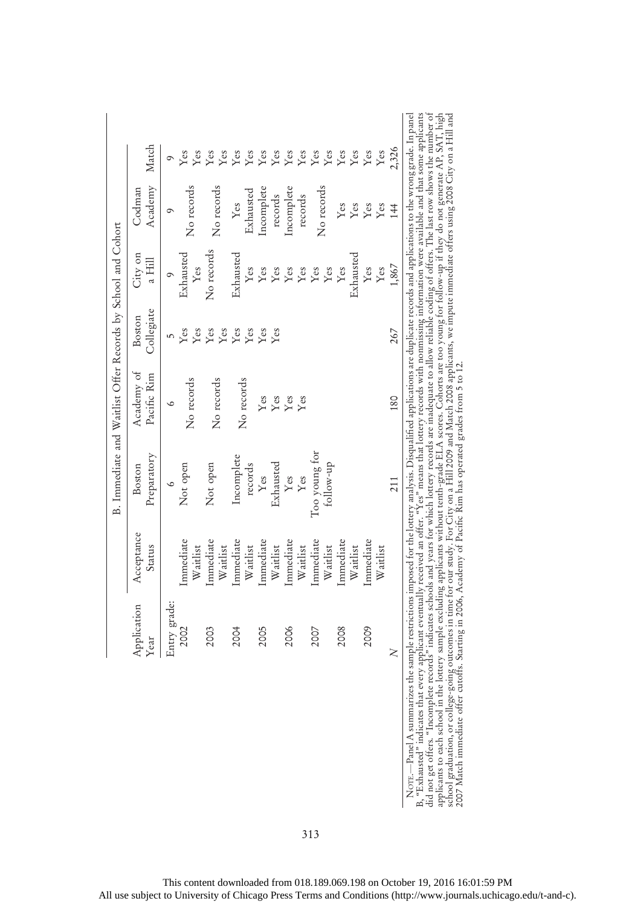B. Immediate and Waitlist Offer Records by School and Cohort

| Application Year | Acceptance Status | Boston Preparatory | Academy of Pacific Rim | Boston Collegiate | City on a Hill | Codman Academy | Match |
|---|---|---|---|---|---|---|---|
| Entry grade: | | 6 | 6 | 5 | 9 | 9 | 9 |
| 2002 | Immediate | Not open | No records | Yes | Exhausted | No records | Yes |
| | Waitlist | | | Yes | Yes | | Yes |
| 2003 | Immediate | Not open | No records | Yes | No records | No records | Yes |
| | Waitlist | | | Yes | | | Yes |
| 2004 | Immediate | Incomplete records | No records | Yes | Exhausted | Yes | Yes |
| | Waitlist | | | Yes | Yes | Exhausted | Yes |
| 2005 | Immediate | Yes | Yes | Yes | Yes | Incomplete records | Yes |
| | Waitlist | Exhausted | Yes | Yes | Yes | | Yes |
| 2006 | Immediate | Yes | Yes | | Yes | Incomplete records | Yes |
| | Waitlist | Yes | Yes | | Yes | | Yes |
| 2007 | Immediate | Too young for follow-up | | | Yes | No records | Yes |
| | Waitlist | | | | Yes | | Yes |
| 2008 | Immediate | | | | Yes | Yes | Yes |
| | Waitlist | | | | Exhausted | Yes | Yes |
| 2009 | Immediate | | | | Yes | Yes | Yes |
| | Waitlist | | | | Yes | Yes | Yes |
| $N$ | | 211 | 180 | 267 | 1,867 | 144 | 2,326 |

NOTE.—Panel A summarizes the sample restrictions imposed for the lottery analysis. Disqualified applications are duplicate records and applications to the wrong grade. In panel B, "Exhausted" indicates that every applicant eventually received an offer. "Yes" means that lottery records with nonmissing information were available and that some applicants did not get offers. "Incomplete records" indicates schools and years for which lottery records are inadequate to allow reliable coding of offers. The last row shows the number of applicants to each school in the lottery sample excluding applicants without tenth-grade ELA scores. Cohorts are too young for follow-up if they do not generate AP, SAT, high school graduation, or college-going outcomes in time for our study. For City on a Hill 2009 and Match 2008 applicants, we impute immediate offers using 2008 City on a Hill and 2007 Match immediate offer cutoffs. Starting in 2006, Academy of Pacific Rim has operated grades from 5 to 12.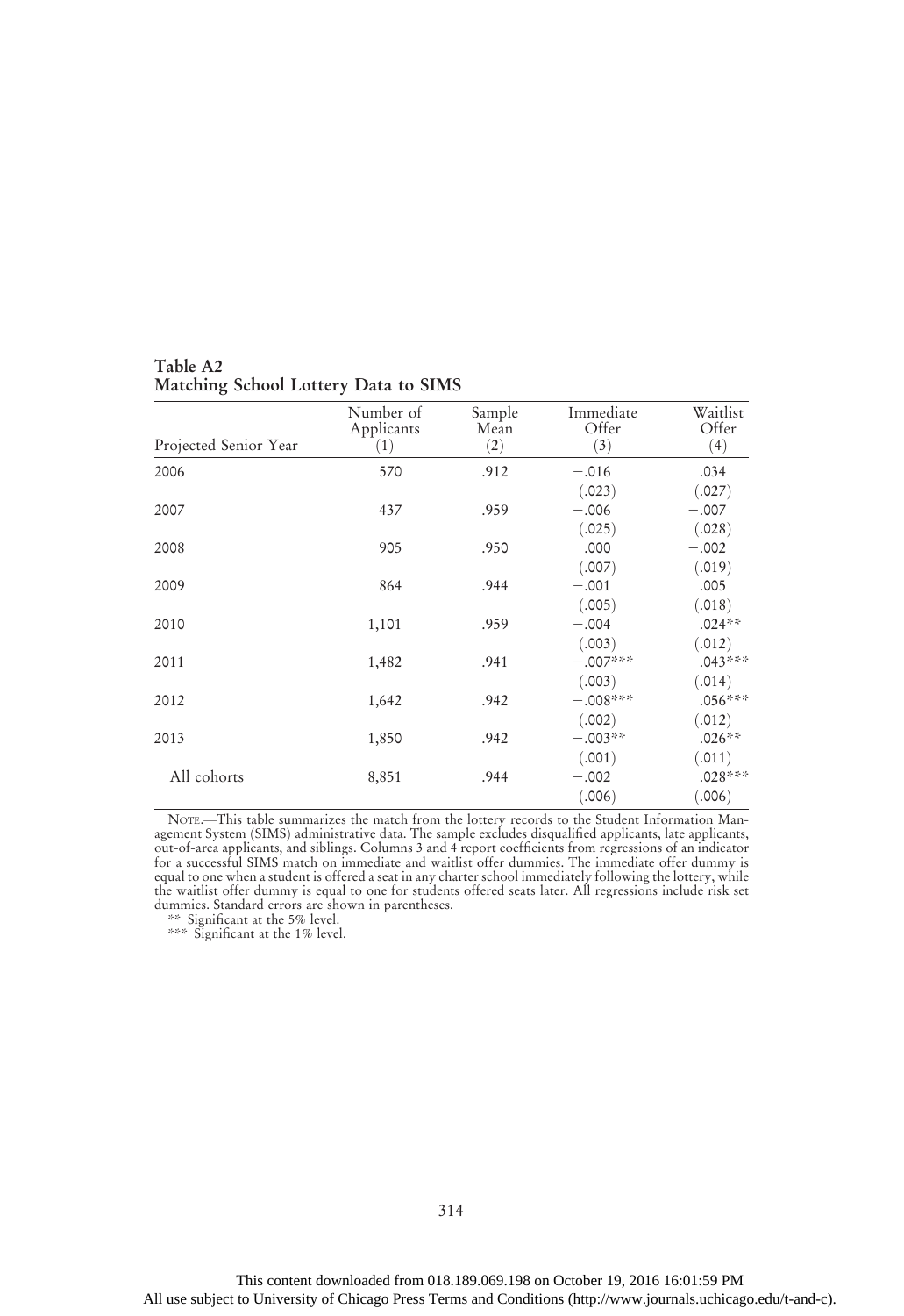**Table A2**
**Matching School Lottery Data to SIMS**

| Projected Senior Year | Number of Applicants (1) | Sample Mean (2) | Immediate Offer (3) | Waitlist Offer (4) |
|---|---|---|---|---|
| 2006 | 570 | .912 | −.016 | .034 |
| | | | (.023) | (.027) |
| 2007 | 437 | .959 | −.006 | −.007 |
| | | | (.025) | (.028) |
| 2008 | 905 | .950 | .000 | −.002 |
| | | | (.007) | (.019) |
| 2009 | 864 | .944 | −.001 | .005 |
| | | | (.005) | (.018) |
| 2010 | 1,101 | .959 | −.004 | .024** |
| | | | (.003) | (.012) |
| 2011 | 1,482 | .941 | −.007*** | .043*** |
| | | | (.003) | (.014) |
| 2012 | 1,642 | .942 | −.008*** | .056*** |
| | | | (.002) | (.012) |
| 2013 | 1,850 | .942 | −.003** | .026** |
| | | | (.001) | (.011) |
| All cohorts | 8,851 | .944 | −.002 | .028*** |
| | | | (.006) | (.006) |

NOTE.—This table summarizes the match from the lottery records to the Student Information Management System (SIMS) administrative data. The sample excludes disqualified applicants, late applicants, out-of-area applicants, and siblings. Columns 3 and 4 report coefficients from regressions of an indicator for a successful SIMS match on immediate and waitlist offer dummies. The immediate offer dummy is equal to one when a student is offered a seat in any charter school immediately following the lottery, while the waitlist offer dummy is equal to one for students offered seats later. All regressions include risk set dummies. Standard errors are shown in parentheses.

** Significant at the 5% level.
*** Significant at the 1% level.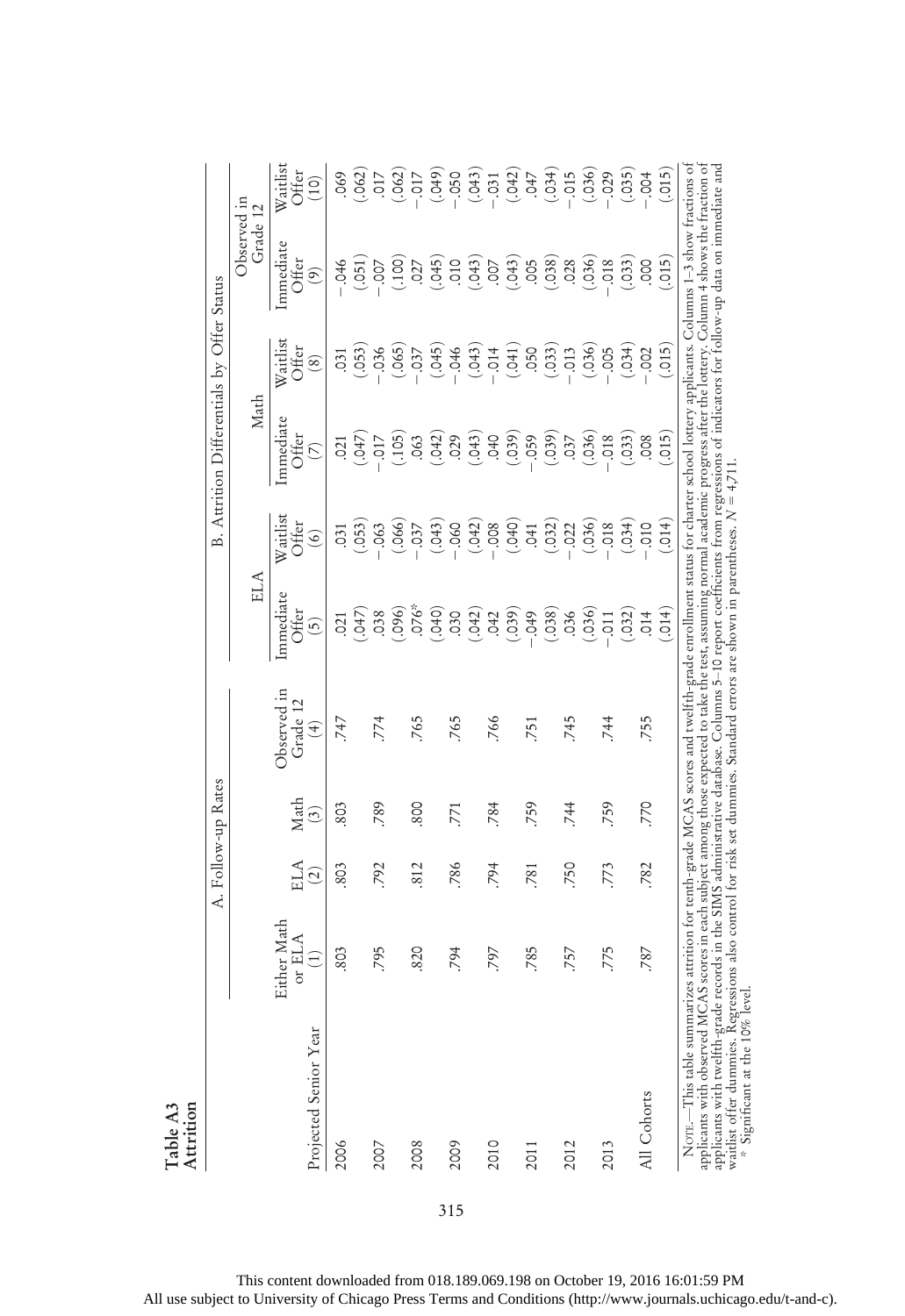**Table A3**
**Attrition**

| | A. Follow-up Rates | | | | B. Attrition Differentials by Offer Status | | | | | |
|---|---|---|---|---|---|---|---|---|---|---|
| | | | | | ELA | | Math | | Observed in Grade 12 | |
| Projected Senior Year | Either Math or ELA (1) | ELA (2) | Math (3) | Observed in Grade 12 (4) | Immediate Offer (5) | Waitlist Offer (6) | Immediate Offer (7) | Waitlist Offer (8) | Immediate Offer (9) | Waitlist Offer (10) |
| 2006 | .803 | .803 | .803 | .747 | .021 | .031 | .021 | .031 | −.046 | .069 |
| | | | | | (.047) | (.053) | (.047) | (.053) | (.051) | (.062) |
| 2007 | .795 | .792 | .789 | .774 | .038 | −.063 | −.017 | −.036 | −.007 | .017 |
| | | | | | (.096) | (.066) | (.105) | (.065) | (.100) | (.062) |
| 2008 | .820 | .812 | .800 | .765 | .076* | −.037 | .063 | −.037 | .027 | −.017 |
| | | | | | (.040) | (.043) | (.042) | (.045) | (.045) | (.049) |
| 2009 | .794 | .786 | .771 | .765 | .030 | −.060 | .029 | −.046 | .010 | −.050 |
| | | | | | (.042) | (.042) | (.043) | (.043) | (.043) | (.043) |
| 2010 | .797 | .794 | .784 | .766 | .042 | −.008 | .040 | −.014 | .007 | −.031 |
| | | | | | (.039) | (.040) | (.039) | (.041) | (.043) | (.042) |
| 2011 | .785 | .781 | .759 | .751 | −.049 | .041 | −.059 | .050 | .005 | .047 |
| | | | | | (.038) | (.032) | (.039) | (.033) | (.038) | (.034) |
| 2012 | .757 | .750 | .744 | .745 | .036 | −.022 | .037 | −.013 | .028 | −.015 |
| | | | | | (.036) | (.036) | (.036) | (.036) | (.036) | (.036) |
| 2013 | .775 | .773 | .759 | .744 | −.011 | −.018 | −.018 | −.005 | −.018 | −.029 |
| | | | | | (.032) | (.034) | (.033) | (.034) | (.033) | (.035) |
| All Cohorts | .787 | .782 | .770 | .755 | .014 | −.010 | .008 | −.002 | .000 | −.004 |
| | | | | | (.014) | (.014) | (.015) | (.015) | (.015) | (.015) |

Note.—This table summarizes attrition for tenth-grade MCAS scores and twelfth-grade enrollment status for charter school lottery applicants. Columns 1–3 show fractions of applicants with observed MCAS scores in each subject among those expected to take the test, assuming normal academic progress after the lottery. Column 4 shows the fraction of applicants with twelfth-grade records in the SIMS administrative database. Columns 5–10 report coefficients from regressions of indicators for follow-up data on immediate and waitlist offer dummies. Regressions also control for risk set dummies. Standard errors are shown in parentheses. $N = 4{,}711$.

\* Significant at the 10% level.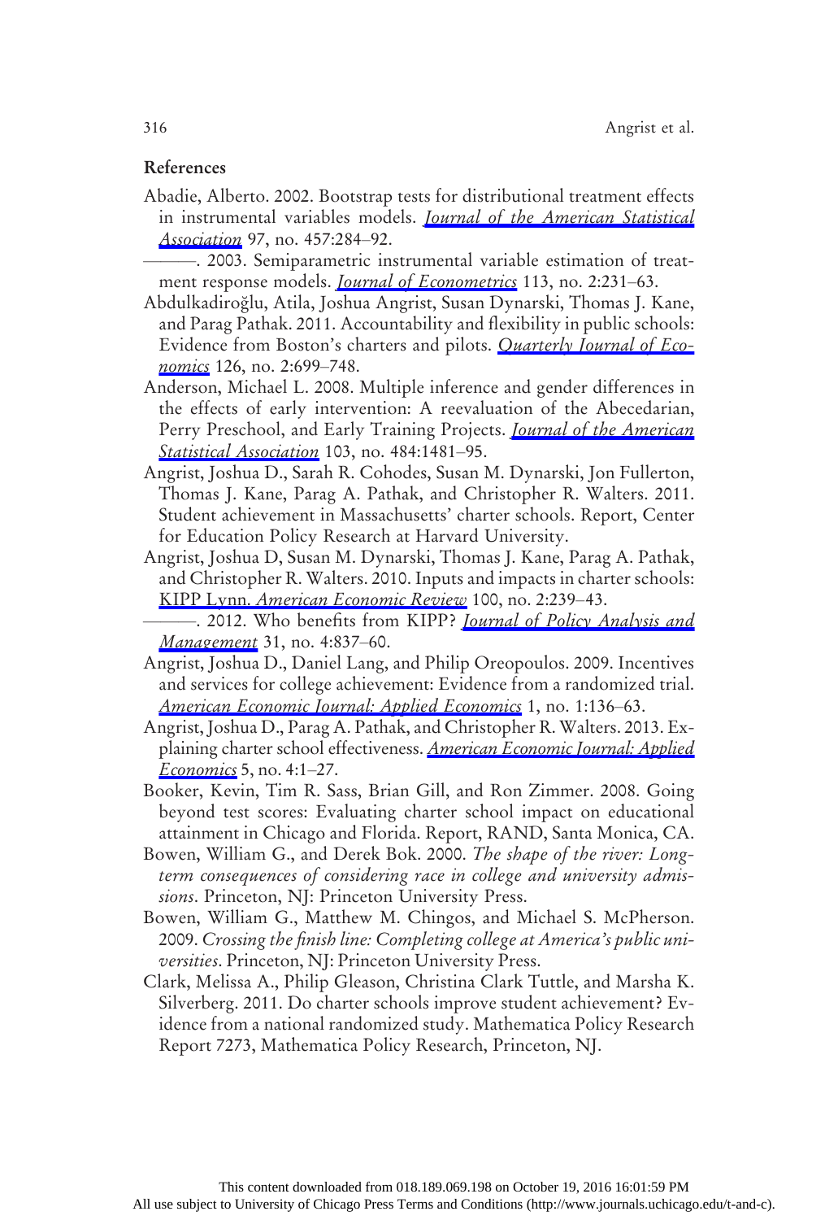## References

Abadie, Alberto. 2002. Bootstrap tests for distributional treatment effects in instrumental variables models. *Journal of the American Statistical Association* 97, no. 457:284–92.

———. 2003. Semiparametric instrumental variable estimation of treatment response models. *Journal of Econometrics* 113, no. 2:231–63.

Abdulkadiroğlu, Atila, Joshua Angrist, Susan Dynarski, Thomas J. Kane, and Parag Pathak. 2011. Accountability and flexibility in public schools: Evidence from Boston's charters and pilots. *Quarterly Journal of Economics* 126, no. 2:699–748.

Anderson, Michael L. 2008. Multiple inference and gender differences in the effects of early intervention: A reevaluation of the Abecedarian, Perry Preschool, and Early Training Projects. *Journal of the American Statistical Association* 103, no. 484:1481–95.

Angrist, Joshua D., Sarah R. Cohodes, Susan M. Dynarski, Jon Fullerton, Thomas J. Kane, Parag A. Pathak, and Christopher R. Walters. 2011. Student achievement in Massachusetts' charter schools. Report, Center for Education Policy Research at Harvard University.

Angrist, Joshua D, Susan M. Dynarski, Thomas J. Kane, Parag A. Pathak, and Christopher R. Walters. 2010. Inputs and impacts in charter schools: KIPP Lynn. *American Economic Review* 100, no. 2:239–43.

———. 2012. Who benefits from KIPP? *Journal of Policy Analysis and Management* 31, no. 4:837–60.

Angrist, Joshua D., Daniel Lang, and Philip Oreopoulos. 2009. Incentives and services for college achievement: Evidence from a randomized trial. *American Economic Journal: Applied Economics* 1, no. 1:136–63.

Angrist, Joshua D., Parag A. Pathak, and Christopher R. Walters. 2013. Explaining charter school effectiveness. *American Economic Journal: Applied Economics* 5, no. 4:1–27.

Booker, Kevin, Tim R. Sass, Brian Gill, and Ron Zimmer. 2008. Going beyond test scores: Evaluating charter school impact on educational attainment in Chicago and Florida. Report, RAND, Santa Monica, CA.

Bowen, William G., and Derek Bok. 2000. *The shape of the river: Long-term consequences of considering race in college and university admissions*. Princeton, NJ: Princeton University Press.

Bowen, William G., Matthew M. Chingos, and Michael S. McPherson. 2009. *Crossing the finish line: Completing college at America's public universities*. Princeton, NJ: Princeton University Press.

Clark, Melissa A., Philip Gleason, Christina Clark Tuttle, and Marsha K. Silverberg. 2011. Do charter schools improve student achievement? Evidence from a national randomized study. Mathematica Policy Research Report 7273, Mathematica Policy Research, Princeton, NJ.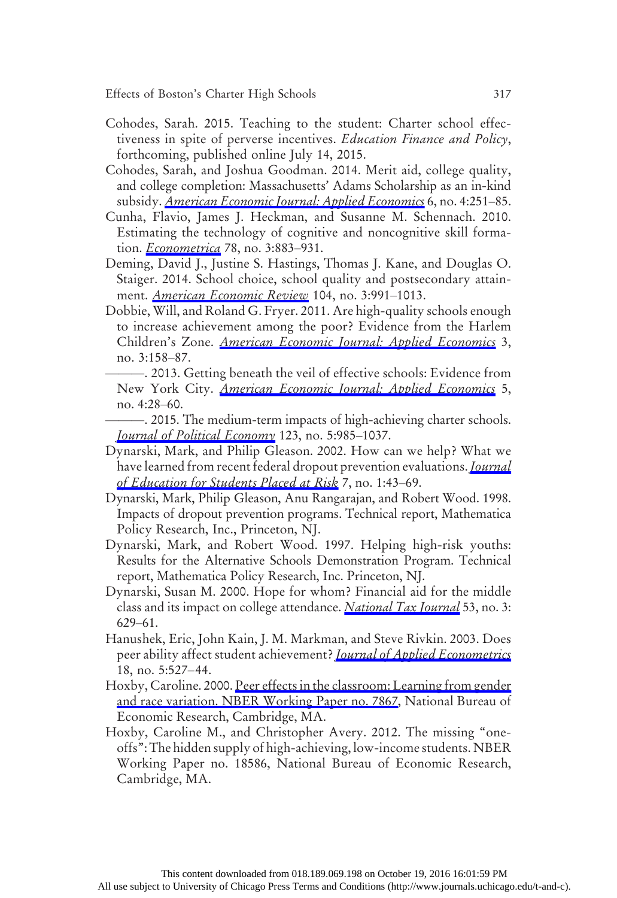Cohodes, Sarah. 2015. Teaching to the student: Charter school effectiveness in spite of perverse incentives. *Education Finance and Policy*, forthcoming, published online July 14, 2015.

Cohodes, Sarah, and Joshua Goodman. 2014. Merit aid, college quality, and college completion: Massachusetts' Adams Scholarship as an in-kind subsidy. *American Economic Journal: Applied Economics* 6, no. 4:251–85.

Cunha, Flavio, James J. Heckman, and Susanne M. Schennach. 2010. Estimating the technology of cognitive and noncognitive skill formation. *Econometrica* 78, no. 3:883–931.

Deming, David J., Justine S. Hastings, Thomas J. Kane, and Douglas O. Staiger. 2014. School choice, school quality and postsecondary attainment. *American Economic Review* 104, no. 3:991–1013.

Dobbie, Will, and Roland G. Fryer. 2011. Are high-quality schools enough to increase achievement among the poor? Evidence from the Harlem Children's Zone. *American Economic Journal: Applied Economics* 3, no. 3:158–87.

———. 2013. Getting beneath the veil of effective schools: Evidence from New York City. *American Economic Journal: Applied Economics* 5, no. 4:28–60.

———. 2015. The medium-term impacts of high-achieving charter schools. *Journal of Political Economy* 123, no. 5:985–1037.

Dynarski, Mark, and Philip Gleason. 2002. How can we help? What we have learned from recent federal dropout prevention evaluations. *Journal of Education for Students Placed at Risk* 7, no. 1:43–69.

Dynarski, Mark, Philip Gleason, Anu Rangarajan, and Robert Wood. 1998. Impacts of dropout prevention programs. Technical report, Mathematica Policy Research, Inc., Princeton, NJ.

Dynarski, Mark, and Robert Wood. 1997. Helping high-risk youths: Results for the Alternative Schools Demonstration Program. Technical report, Mathematica Policy Research, Inc. Princeton, NJ.

Dynarski, Susan M. 2000. Hope for whom? Financial aid for the middle class and its impact on college attendance. *National Tax Journal* 53, no. 3: 629–61.

Hanushek, Eric, John Kain, J. M. Markman, and Steve Rivkin. 2003. Does peer ability affect student achievement? *Journal of Applied Econometrics* 18, no. 5:527–44.

Hoxby, Caroline. 2000. Peer effects in the classroom: Learning from gender and race variation. NBER Working Paper no. 7867, National Bureau of Economic Research, Cambridge, MA.

Hoxby, Caroline M., and Christopher Avery. 2012. The missing "one-offs": The hidden supply of high-achieving, low-income students. NBER Working Paper no. 18586, National Bureau of Economic Research, Cambridge, MA.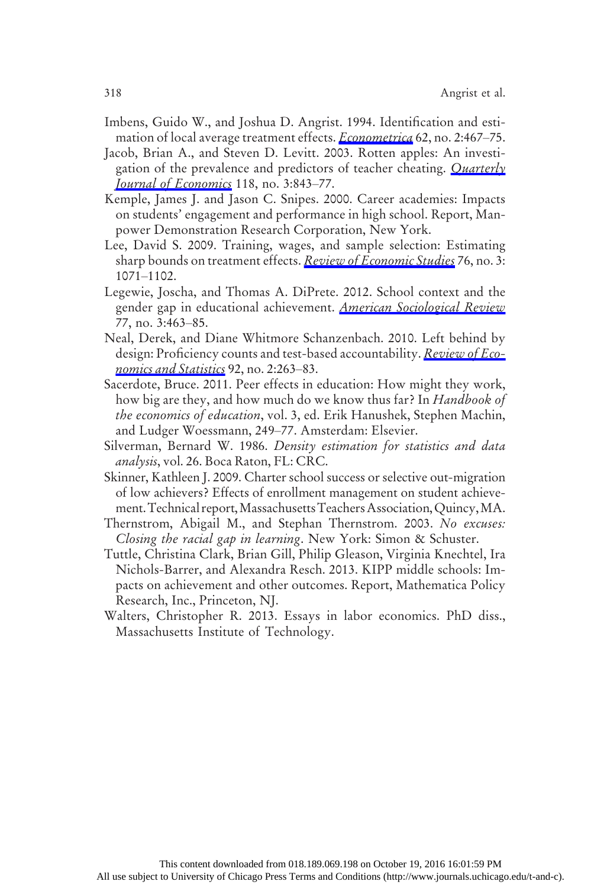Imbens, Guido W., and Joshua D. Angrist. 1994. Identification and estimation of local average treatment effects. *Econometrica* 62, no. 2:467–75.

Jacob, Brian A., and Steven D. Levitt. 2003. Rotten apples: An investigation of the prevalence and predictors of teacher cheating. *Quarterly Journal of Economics* 118, no. 3:843–77.

Kemple, James J. and Jason C. Snipes. 2000. Career academies: Impacts on students' engagement and performance in high school. Report, Manpower Demonstration Research Corporation, New York.

Lee, David S. 2009. Training, wages, and sample selection: Estimating sharp bounds on treatment effects. *Review of Economic Studies* 76, no. 3: 1071–1102.

Legewie, Joscha, and Thomas A. DiPrete. 2012. School context and the gender gap in educational achievement. *American Sociological Review* 77, no. 3:463–85.

Neal, Derek, and Diane Whitmore Schanzenbach. 2010. Left behind by design: Proficiency counts and test-based accountability. *Review of Economics and Statistics* 92, no. 2:263–83.

Sacerdote, Bruce. 2011. Peer effects in education: How might they work, how big are they, and how much do we know thus far? In *Handbook of the economics of education*, vol. 3, ed. Erik Hanushek, Stephen Machin, and Ludger Woessmann, 249–77. Amsterdam: Elsevier.

Silverman, Bernard W. 1986. *Density estimation for statistics and data analysis*, vol. 26. Boca Raton, FL: CRC.

Skinner, Kathleen J. 2009. Charter school success or selective out-migration of low achievers? Effects of enrollment management on student achievement. Technical report, Massachusetts Teachers Association, Quincy, MA.

Thernstrom, Abigail M., and Stephan Thernstrom. 2003. *No excuses: Closing the racial gap in learning*. New York: Simon & Schuster.

Tuttle, Christina Clark, Brian Gill, Philip Gleason, Virginia Knechtel, Ira Nichols-Barrer, and Alexandra Resch. 2013. KIPP middle schools: Impacts on achievement and other outcomes. Report, Mathematica Policy Research, Inc., Princeton, NJ.

Walters, Christopher R. 2013. Essays in labor economics. PhD diss., Massachusetts Institute of Technology.